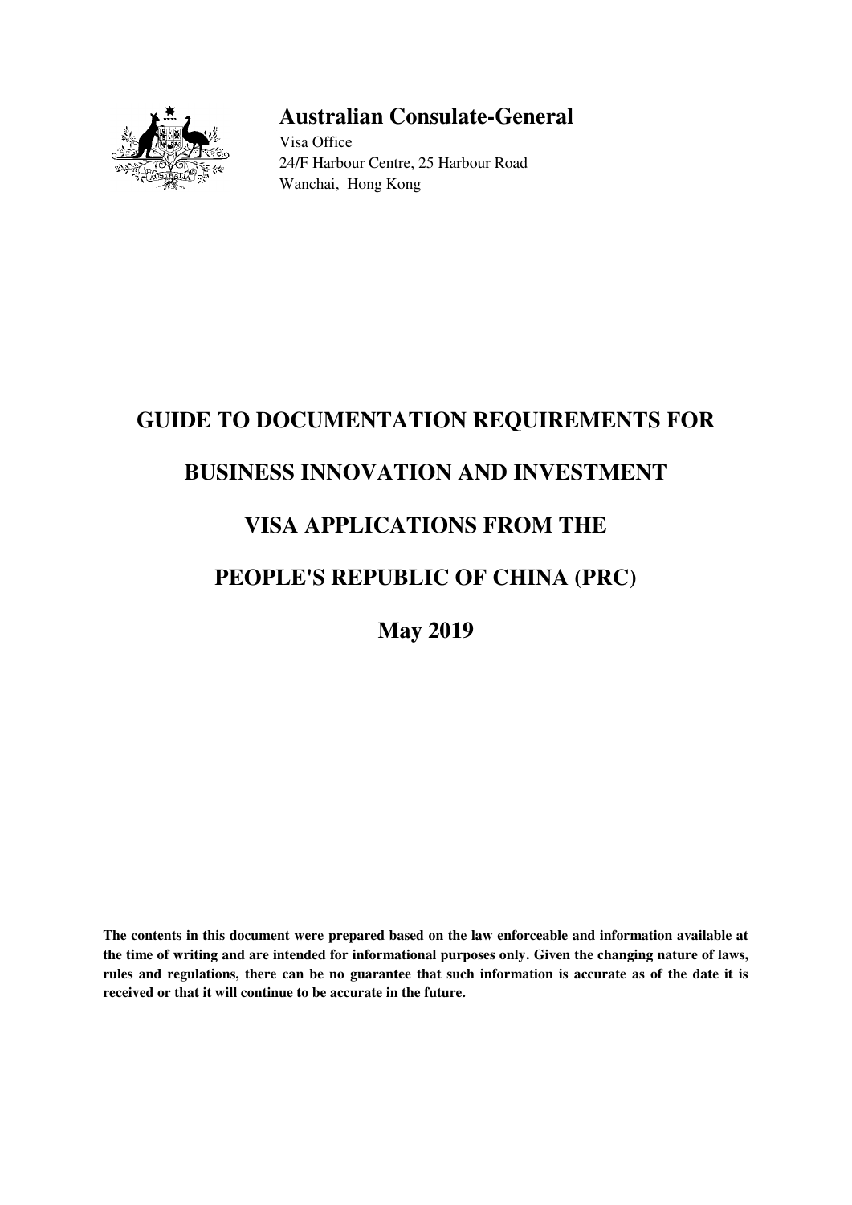**Australian Consulate-General**

Visa Office
24/F Harbour Centre, 25 Harbour Road
Wanchai, Hong Kong

# GUIDE TO DOCUMENTATION REQUIREMENTS FOR BUSINESS INNOVATION AND INVESTMENT VISA APPLICATIONS FROM THE PEOPLE'S REPUBLIC OF CHINA (PRC)

## May 2019

**The contents in this document were prepared based on the law enforceable and information available at the time of writing and are intended for informational purposes only. Given the changing nature of laws, rules and regulations, there can be no guarantee that such information is accurate as of the date it is received or that it will continue to be accurate in the future.**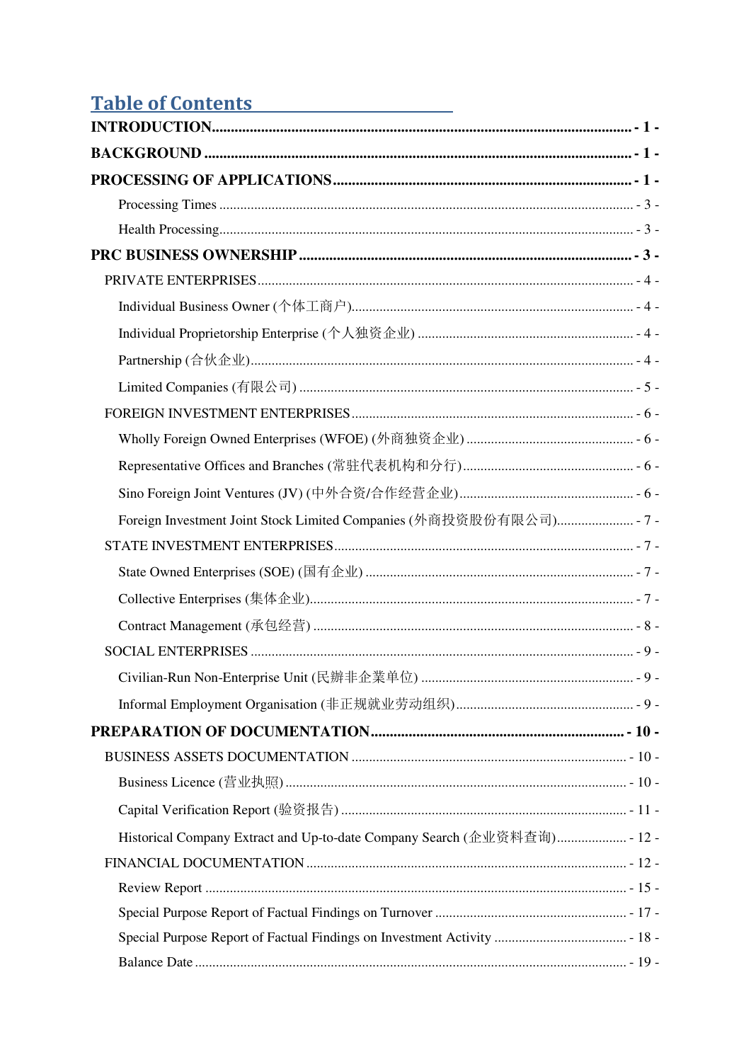# Table of Contents

**INTRODUCTION** - 1 -

**BACKGROUND** - 1 -

**PROCESSING OF APPLICATIONS** - 1 -

- Processing Times - 3 -
- Health Processing - 3 -

**PRC BUSINESS OWNERSHIP** - 3 -

- PRIVATE ENTERPRISES - 4 -
  - Individual Business Owner (个体工商户) - 4 -
  - Individual Proprietorship Enterprise (个人独资企业) - 4 -
  - Partnership (合伙企业) - 4 -
  - Limited Companies (有限公司) - 5 -
- FOREIGN INVESTMENT ENTERPRISES - 6 -
  - Wholly Foreign Owned Enterprises (WFOE) (外商独资企业) - 6 -
  - Representative Offices and Branches (常驻代表机构和分行) - 6 -
  - Sino Foreign Joint Ventures (JV) (中外合资/合作经营企业) - 6 -
  - Foreign Investment Joint Stock Limited Companies (外商投资股份有限公司) - 7 -
- STATE INVESTMENT ENTERPRISES - 7 -
  - State Owned Enterprises (SOE) (国有企业) - 7 -
  - Collective Enterprises (集体企业) - 7 -
  - Contract Management (承包经营) - 8 -
- SOCIAL ENTERPRISES - 9 -
  - Civilian-Run Non-Enterprise Unit (民辦非企業单位) - 9 -
  - Informal Employment Organisation (非正规就业劳动组织) - 9 -

**PREPARATION OF DOCUMENTATION** - 10 -

- BUSINESS ASSETS DOCUMENTATION - 10 -
  - Business Licence (营业执照) - 10 -
  - Capital Verification Report (验资报告) - 11 -
  - Historical Company Extract and Up-to-date Company Search (企业资料查询) - 12 -
- FINANCIAL DOCUMENTATION - 12 -
  - Review Report - 15 -
  - Special Purpose Report of Factual Findings on Turnover - 17 -
  - Special Purpose Report of Factual Findings on Investment Activity - 18 -
  - Balance Date - 19 -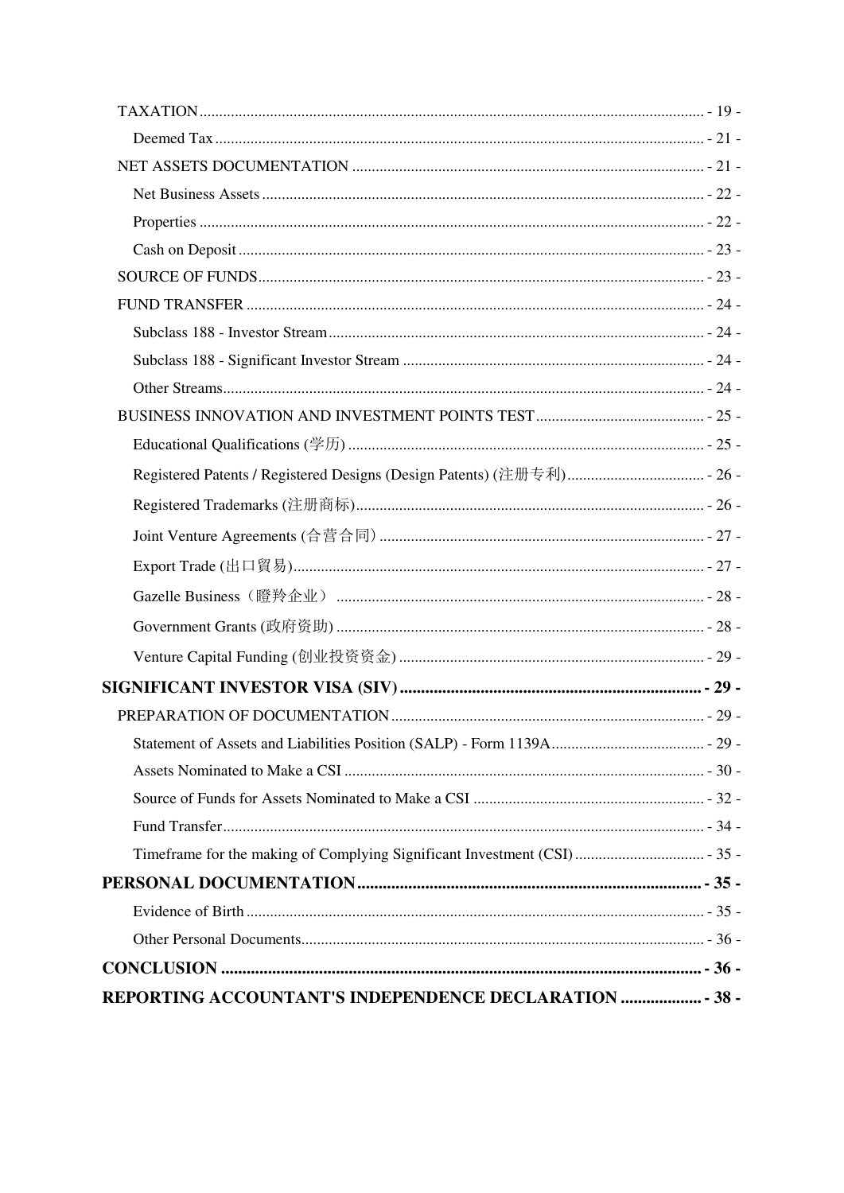TAXATION ................................................................................................................................ - 19 -

Deemed Tax ........................................................................................................................... - 21 -

NET ASSETS DOCUMENTATION ......................................................................................... - 21 -

Net Business Assets ................................................................................................................ - 22 -

Properties ................................................................................................................................ - 22 -

Cash on Deposit ...................................................................................................................... - 23 -

SOURCE OF FUNDS ................................................................................................................ - 23 -

FUND TRANSFER .................................................................................................................... - 24 -

Subclass 188 - Investor Stream ............................................................................................... - 24 -

Subclass 188 - Significant Investor Stream ............................................................................ - 24 -

Other Streams .......................................................................................................................... - 24 -

BUSINESS INNOVATION AND INVESTMENT POINTS TEST ........................................... - 25 -

Educational Qualifications (学历) .......................................................................................... - 25 -

Registered Patents / Registered Designs (Design Patents) (注册专利) ................................... - 26 -

Registered Trademarks (注册商标) ........................................................................................ - 26 -

Joint Venture Agreements (合营合同) .................................................................................. - 27 -

Export Trade (出口貿易) ........................................................................................................ - 27 -

Gazelle Business（瞪羚企业） ............................................................................................. - 28 -

Government Grants (政府资助) ............................................................................................. - 28 -

Venture Capital Funding (创业投资资金) ............................................................................. - 29 -

**SIGNIFICANT INVESTOR VISA (SIV) ....................................................................... - 29 -**

PREPARATION OF DOCUMENTATION ................................................................................ - 29 -

Statement of Assets and Liabilities Position (SALP) - Form 1139A ....................................... - 29 -

Assets Nominated to Make a CSI ........................................................................................... - 30 -

Source of Funds for Assets Nominated to Make a CSI ........................................................... - 32 -

Fund Transfer .......................................................................................................................... - 34 -

Timeframe for the making of Complying Significant Investment (CSI) ................................. - 35 -

**PERSONAL DOCUMENTATION ................................................................................. - 35 -**

Evidence of Birth .................................................................................................................... - 35 -

Other Personal Documents ...................................................................................................... - 36 -

**CONCLUSION ............................................................................................................... - 36 -**

**REPORTING ACCOUNTANT'S INDEPENDENCE DECLARATION ................... - 38 -**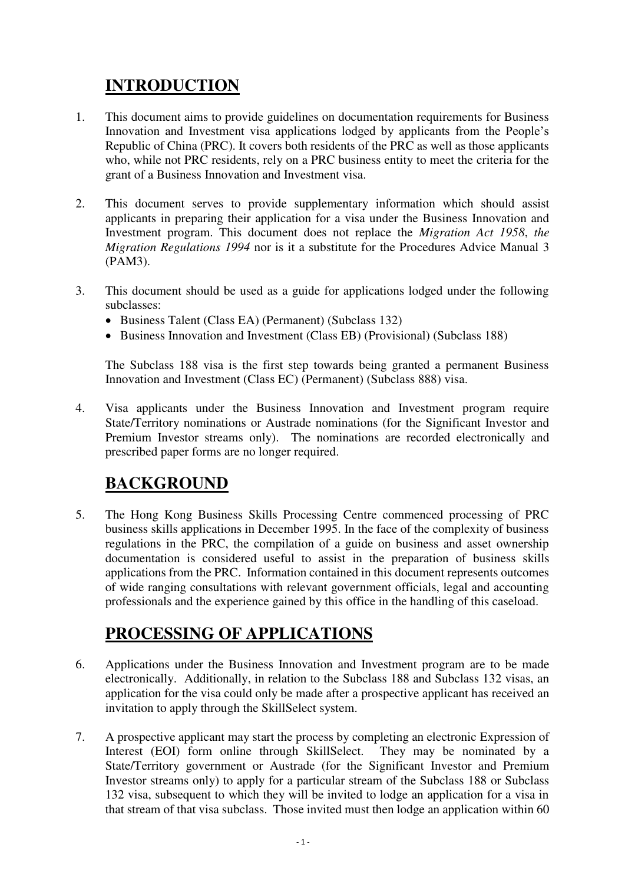## INTRODUCTION

1. This document aims to provide guidelines on documentation requirements for Business Innovation and Investment visa applications lodged by applicants from the People's Republic of China (PRC). It covers both residents of the PRC as well as those applicants who, while not PRC residents, rely on a PRC business entity to meet the criteria for the grant of a Business Innovation and Investment visa.

2. This document serves to provide supplementary information which should assist applicants in preparing their application for a visa under the Business Innovation and Investment program. This document does not replace the *Migration Act 1958*, *the Migration Regulations 1994* nor is it a substitute for the Procedures Advice Manual 3 (PAM3).

3. This document should be used as a guide for applications lodged under the following subclasses:
   - Business Talent (Class EA) (Permanent) (Subclass 132)
   - Business Innovation and Investment (Class EB) (Provisional) (Subclass 188)

   The Subclass 188 visa is the first step towards being granted a permanent Business Innovation and Investment (Class EC) (Permanent) (Subclass 888) visa.

4. Visa applicants under the Business Innovation and Investment program require State/Territory nominations or Austrade nominations (for the Significant Investor and Premium Investor streams only). The nominations are recorded electronically and prescribed paper forms are no longer required.

## BACKGROUND

5. The Hong Kong Business Skills Processing Centre commenced processing of PRC business skills applications in December 1995. In the face of the complexity of business regulations in the PRC, the compilation of a guide on business and asset ownership documentation is considered useful to assist in the preparation of business skills applications from the PRC. Information contained in this document represents outcomes of wide ranging consultations with relevant government officials, legal and accounting professionals and the experience gained by this office in the handling of this caseload.

## PROCESSING OF APPLICATIONS

6. Applications under the Business Innovation and Investment program are to be made electronically. Additionally, in relation to the Subclass 188 and Subclass 132 visas, an application for the visa could only be made after a prospective applicant has received an invitation to apply through the SkillSelect system.

7. A prospective applicant may start the process by completing an electronic Expression of Interest (EOI) form online through SkillSelect. They may be nominated by a State/Territory government or Austrade (for the Significant Investor and Premium Investor streams only) to apply for a particular stream of the Subclass 188 or Subclass 132 visa, subsequent to which they will be invited to lodge an application for a visa in that stream of that visa subclass. Those invited must then lodge an application within 60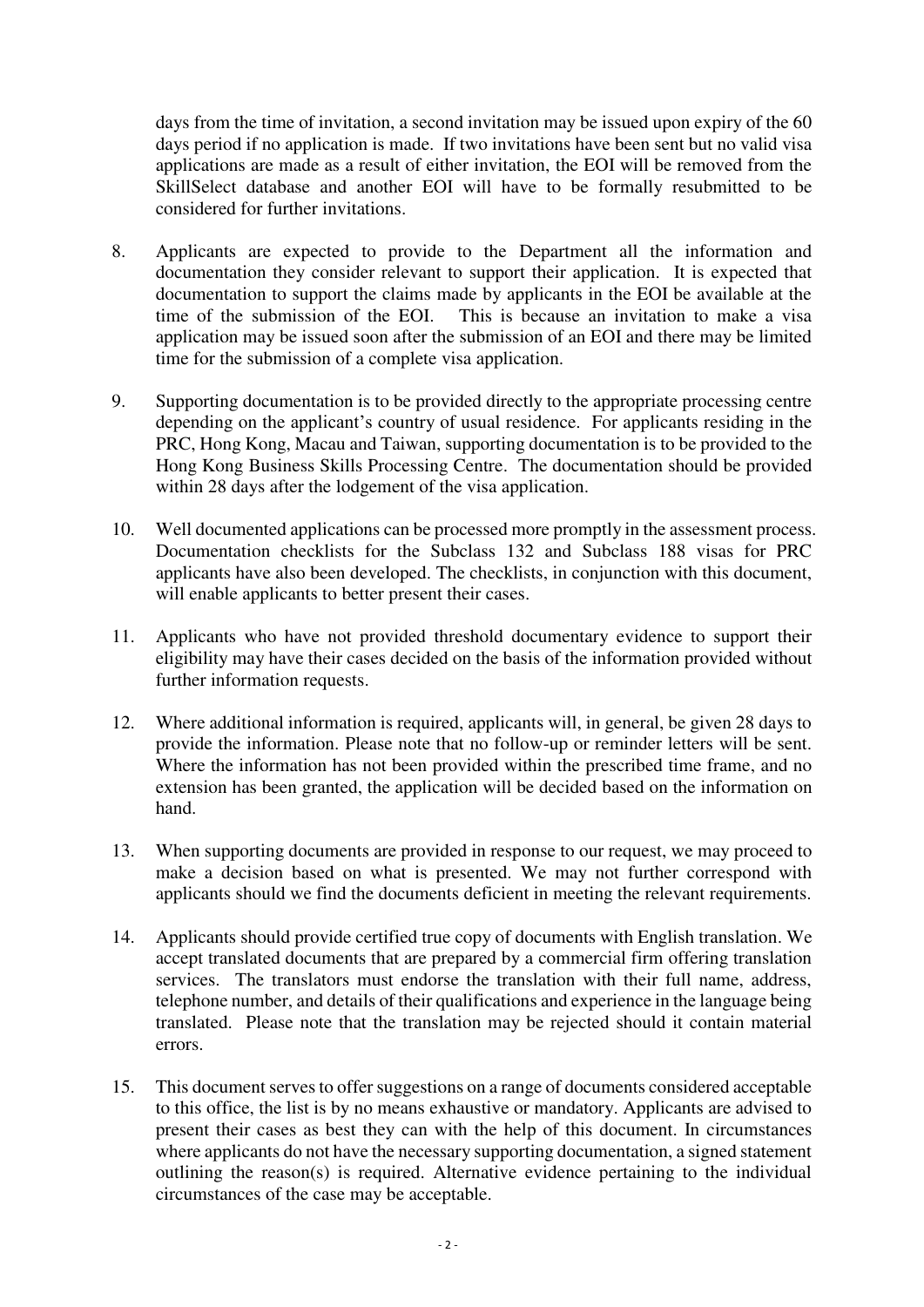days from the time of invitation, a second invitation may be issued upon expiry of the 60 days period if no application is made. If two invitations have been sent but no valid visa applications are made as a result of either invitation, the EOI will be removed from the SkillSelect database and another EOI will have to be formally resubmitted to be considered for further invitations.

8. Applicants are expected to provide to the Department all the information and documentation they consider relevant to support their application. It is expected that documentation to support the claims made by applicants in the EOI be available at the time of the submission of the EOI. This is because an invitation to make a visa application may be issued soon after the submission of an EOI and there may be limited time for the submission of a complete visa application.

9. Supporting documentation is to be provided directly to the appropriate processing centre depending on the applicant's country of usual residence. For applicants residing in the PRC, Hong Kong, Macau and Taiwan, supporting documentation is to be provided to the Hong Kong Business Skills Processing Centre. The documentation should be provided within 28 days after the lodgement of the visa application.

10. Well documented applications can be processed more promptly in the assessment process. Documentation checklists for the Subclass 132 and Subclass 188 visas for PRC applicants have also been developed. The checklists, in conjunction with this document, will enable applicants to better present their cases.

11. Applicants who have not provided threshold documentary evidence to support their eligibility may have their cases decided on the basis of the information provided without further information requests.

12. Where additional information is required, applicants will, in general, be given 28 days to provide the information. Please note that no follow-up or reminder letters will be sent. Where the information has not been provided within the prescribed time frame, and no extension has been granted, the application will be decided based on the information on hand.

13. When supporting documents are provided in response to our request, we may proceed to make a decision based on what is presented. We may not further correspond with applicants should we find the documents deficient in meeting the relevant requirements.

14. Applicants should provide certified true copy of documents with English translation. We accept translated documents that are prepared by a commercial firm offering translation services. The translators must endorse the translation with their full name, address, telephone number, and details of their qualifications and experience in the language being translated. Please note that the translation may be rejected should it contain material errors.

15. This document serves to offer suggestions on a range of documents considered acceptable to this office, the list is by no means exhaustive or mandatory. Applicants are advised to present their cases as best they can with the help of this document. In circumstances where applicants do not have the necessary supporting documentation, a signed statement outlining the reason(s) is required. Alternative evidence pertaining to the individual circumstances of the case may be acceptable.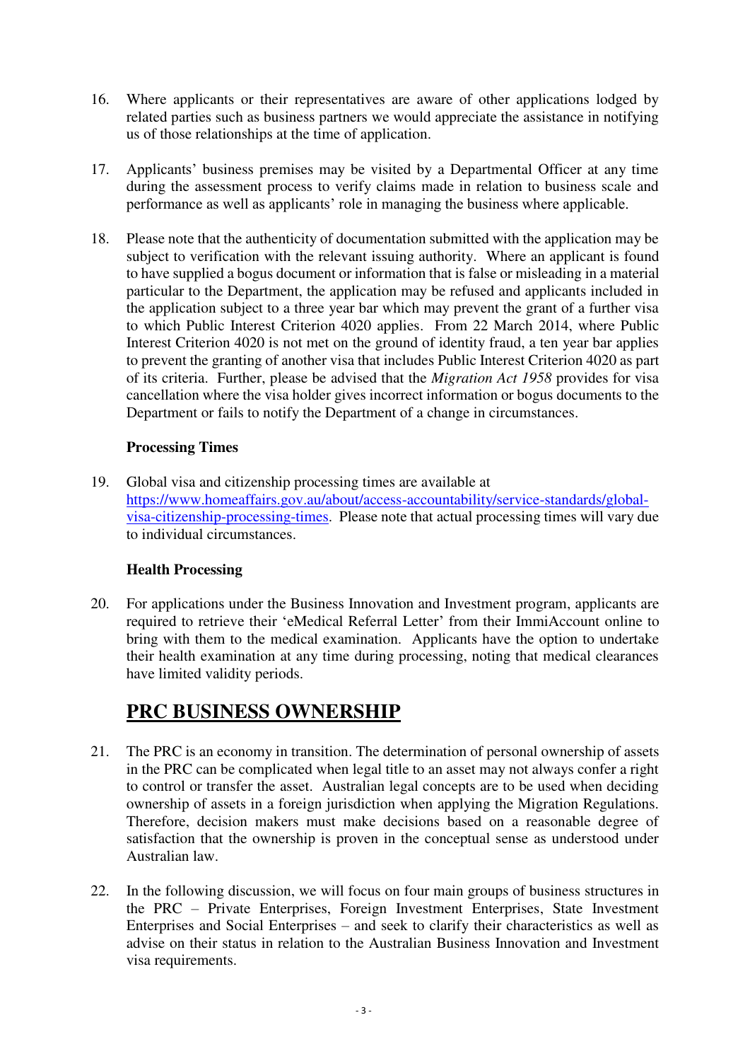16. Where applicants or their representatives are aware of other applications lodged by related parties such as business partners we would appreciate the assistance in notifying us of those relationships at the time of application.

17. Applicants' business premises may be visited by a Departmental Officer at any time during the assessment process to verify claims made in relation to business scale and performance as well as applicants' role in managing the business where applicable.

18. Please note that the authenticity of documentation submitted with the application may be subject to verification with the relevant issuing authority. Where an applicant is found to have supplied a bogus document or information that is false or misleading in a material particular to the Department, the application may be refused and applicants included in the application subject to a three year bar which may prevent the grant of a further visa to which Public Interest Criterion 4020 applies. From 22 March 2014, where Public Interest Criterion 4020 is not met on the ground of identity fraud, a ten year bar applies to prevent the granting of another visa that includes Public Interest Criterion 4020 as part of its criteria. Further, please be advised that the *Migration Act 1958* provides for visa cancellation where the visa holder gives incorrect information or bogus documents to the Department or fails to notify the Department of a change in circumstances.

**Processing Times**

19. Global visa and citizenship processing times are available at [https://www.homeaffairs.gov.au/about/access-accountability/service-standards/global-visa-citizenship-processing-times](https://www.homeaffairs.gov.au/about/access-accountability/service-standards/global-visa-citizenship-processing-times). Please note that actual processing times will vary due to individual circumstances.

**Health Processing**

20. For applications under the Business Innovation and Investment program, applicants are required to retrieve their 'eMedical Referral Letter' from their ImmiAccount online to bring with them to the medical examination. Applicants have the option to undertake their health examination at any time during processing, noting that medical clearances have limited validity periods.

## PRC BUSINESS OWNERSHIP

21. The PRC is an economy in transition. The determination of personal ownership of assets in the PRC can be complicated when legal title to an asset may not always confer a right to control or transfer the asset. Australian legal concepts are to be used when deciding ownership of assets in a foreign jurisdiction when applying the Migration Regulations. Therefore, decision makers must make decisions based on a reasonable degree of satisfaction that the ownership is proven in the conceptual sense as understood under Australian law.

22. In the following discussion, we will focus on four main groups of business structures in the PRC – Private Enterprises, Foreign Investment Enterprises, State Investment Enterprises and Social Enterprises – and seek to clarify their characteristics as well as advise on their status in relation to the Australian Business Innovation and Investment visa requirements.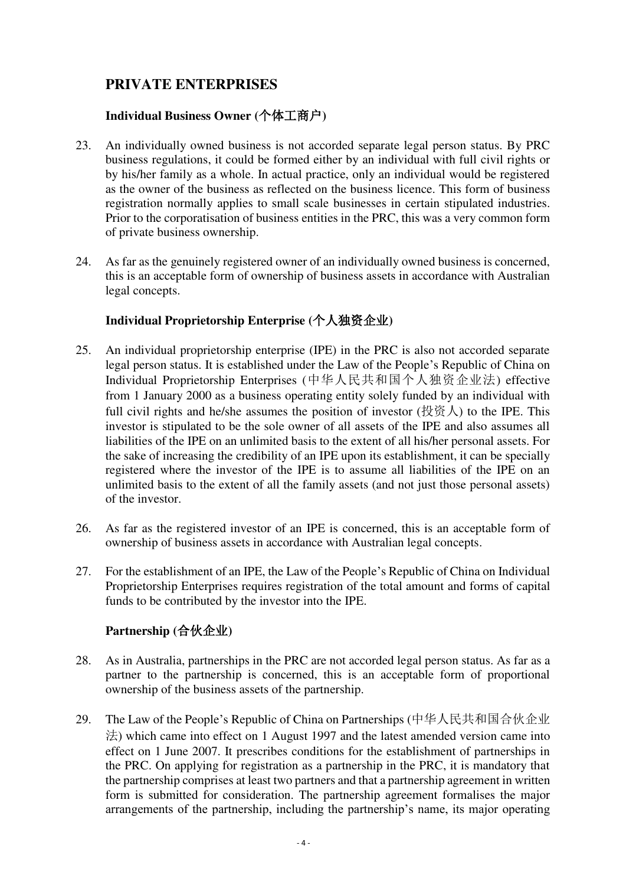## PRIVATE ENTERPRISES

### Individual Business Owner (个体工商户)

23. An individually owned business is not accorded separate legal person status. By PRC business regulations, it could be formed either by an individual with full civil rights or by his/her family as a whole. In actual practice, only an individual would be registered as the owner of the business as reflected on the business licence. This form of business registration normally applies to small scale businesses in certain stipulated industries. Prior to the corporatisation of business entities in the PRC, this was a very common form of private business ownership.

24. As far as the genuinely registered owner of an individually owned business is concerned, this is an acceptable form of ownership of business assets in accordance with Australian legal concepts.

### Individual Proprietorship Enterprise (个人独资企业)

25. An individual proprietorship enterprise (IPE) in the PRC is also not accorded separate legal person status. It is established under the Law of the People's Republic of China on Individual Proprietorship Enterprises (中华人民共和国个人独资企业法) effective from 1 January 2000 as a business operating entity solely funded by an individual with full civil rights and he/she assumes the position of investor (投资人) to the IPE. This investor is stipulated to be the sole owner of all assets of the IPE and also assumes all liabilities of the IPE on an unlimited basis to the extent of all his/her personal assets. For the sake of increasing the credibility of an IPE upon its establishment, it can be specially registered where the investor of the IPE is to assume all liabilities of the IPE on an unlimited basis to the extent of all the family assets (and not just those personal assets) of the investor.

26. As far as the registered investor of an IPE is concerned, this is an acceptable form of ownership of business assets in accordance with Australian legal concepts.

27. For the establishment of an IPE, the Law of the People's Republic of China on Individual Proprietorship Enterprises requires registration of the total amount and forms of capital funds to be contributed by the investor into the IPE.

### Partnership (合伙企业)

28. As in Australia, partnerships in the PRC are not accorded legal person status. As far as a partner to the partnership is concerned, this is an acceptable form of proportional ownership of the business assets of the partnership.

29. The Law of the People's Republic of China on Partnerships (中华人民共和国合伙企业法) which came into effect on 1 August 1997 and the latest amended version came into effect on 1 June 2007. It prescribes conditions for the establishment of partnerships in the PRC. On applying for registration as a partnership in the PRC, it is mandatory that the partnership comprises at least two partners and that a partnership agreement in written form is submitted for consideration. The partnership agreement formalises the major arrangements of the partnership, including the partnership's name, its major operating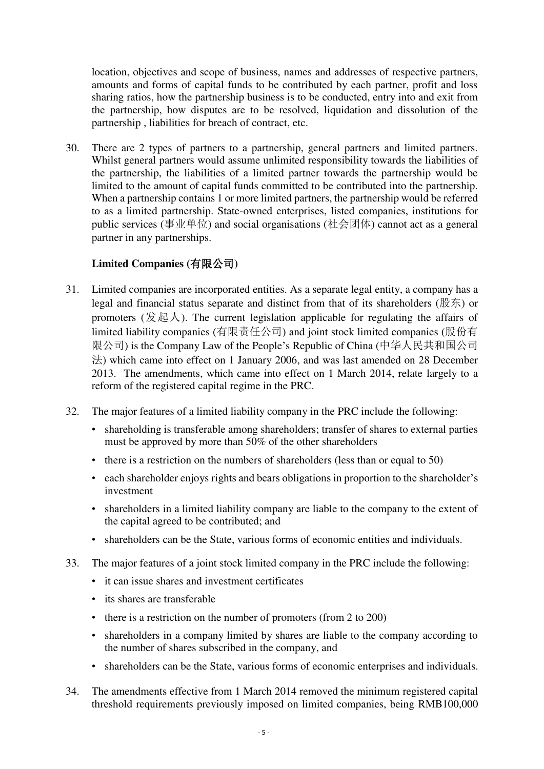location, objectives and scope of business, names and addresses of respective partners, amounts and forms of capital funds to be contributed by each partner, profit and loss sharing ratios, how the partnership business is to be conducted, entry into and exit from the partnership, how disputes are to be resolved, liquidation and dissolution of the partnership , liabilities for breach of contract, etc.

30. There are 2 types of partners to a partnership, general partners and limited partners. Whilst general partners would assume unlimited responsibility towards the liabilities of the partnership, the liabilities of a limited partner towards the partnership would be limited to the amount of capital funds committed to be contributed into the partnership. When a partnership contains 1 or more limited partners, the partnership would be referred to as a limited partnership. State-owned enterprises, listed companies, institutions for public services (事业单位) and social organisations (社会团体) cannot act as a general partner in any partnerships.

### Limited Companies (有限公司)

31. Limited companies are incorporated entities. As a separate legal entity, a company has a legal and financial status separate and distinct from that of its shareholders (股东) or promoters (发起人). The current legislation applicable for regulating the affairs of limited liability companies (有限责任公司) and joint stock limited companies (股份有限公司) is the Company Law of the People's Republic of China (中华人民共和国公司法) which came into effect on 1 January 2006, and was last amended on 28 December 2013. The amendments, which came into effect on 1 March 2014, relate largely to a reform of the registered capital regime in the PRC.

32. The major features of a limited liability company in the PRC include the following:
    - shareholding is transferable among shareholders; transfer of shares to external parties must be approved by more than 50% of the other shareholders
    - there is a restriction on the numbers of shareholders (less than or equal to 50)
    - each shareholder enjoys rights and bears obligations in proportion to the shareholder's investment
    - shareholders in a limited liability company are liable to the company to the extent of the capital agreed to be contributed; and
    - shareholders can be the State, various forms of economic entities and individuals.

33. The major features of a joint stock limited company in the PRC include the following:
    - it can issue shares and investment certificates
    - its shares are transferable
    - there is a restriction on the number of promoters (from 2 to 200)
    - shareholders in a company limited by shares are liable to the company according to the number of shares subscribed in the company, and
    - shareholders can be the State, various forms of economic enterprises and individuals.

34. The amendments effective from 1 March 2014 removed the minimum registered capital threshold requirements previously imposed on limited companies, being RMB100,000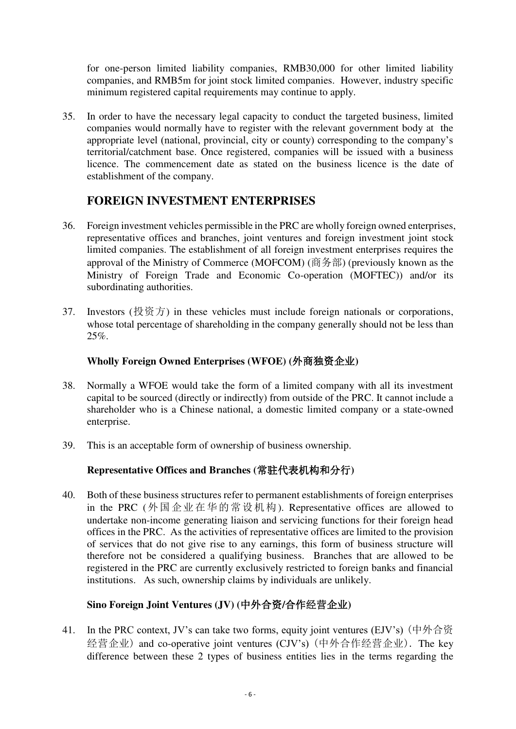for one-person limited liability companies, RMB30,000 for other limited liability companies, and RMB5m for joint stock limited companies. However, industry specific minimum registered capital requirements may continue to apply.

35. In order to have the necessary legal capacity to conduct the targeted business, limited companies would normally have to register with the relevant government body at the appropriate level (national, provincial, city or county) corresponding to the company's territorial/catchment base. Once registered, companies will be issued with a business licence. The commencement date as stated on the business licence is the date of establishment of the company.

## FOREIGN INVESTMENT ENTERPRISES

36. Foreign investment vehicles permissible in the PRC are wholly foreign owned enterprises, representative offices and branches, joint ventures and foreign investment joint stock limited companies. The establishment of all foreign investment enterprises requires the approval of the Ministry of Commerce (MOFCOM) (商务部) (previously known as the Ministry of Foreign Trade and Economic Co-operation (MOFTEC)) and/or its subordinating authorities.

37. Investors (投资方) in these vehicles must include foreign nationals or corporations, whose total percentage of shareholding in the company generally should not be less than 25%.

### Wholly Foreign Owned Enterprises (WFOE) (外商独资企业)

38. Normally a WFOE would take the form of a limited company with all its investment capital to be sourced (directly or indirectly) from outside of the PRC. It cannot include a shareholder who is a Chinese national, a domestic limited company or a state-owned enterprise.

39. This is an acceptable form of ownership of business ownership.

### Representative Offices and Branches (常驻代表机构和分行)

40. Both of these business structures refer to permanent establishments of foreign enterprises in the PRC (外国企业在华的常设机构). Representative offices are allowed to undertake non-income generating liaison and servicing functions for their foreign head offices in the PRC. As the activities of representative offices are limited to the provision of services that do not give rise to any earnings, this form of business structure will therefore not be considered a qualifying business. Branches that are allowed to be registered in the PRC are currently exclusively restricted to foreign banks and financial institutions. As such, ownership claims by individuals are unlikely.

### Sino Foreign Joint Ventures (JV) (中外合资/合作经营企业)

41. In the PRC context, JV's can take two forms, equity joint ventures (EJV's)（中外合资经营企业）and co-operative joint ventures (CJV's)（中外合作经营企业）. The key difference between these 2 types of business entities lies in the terms regarding the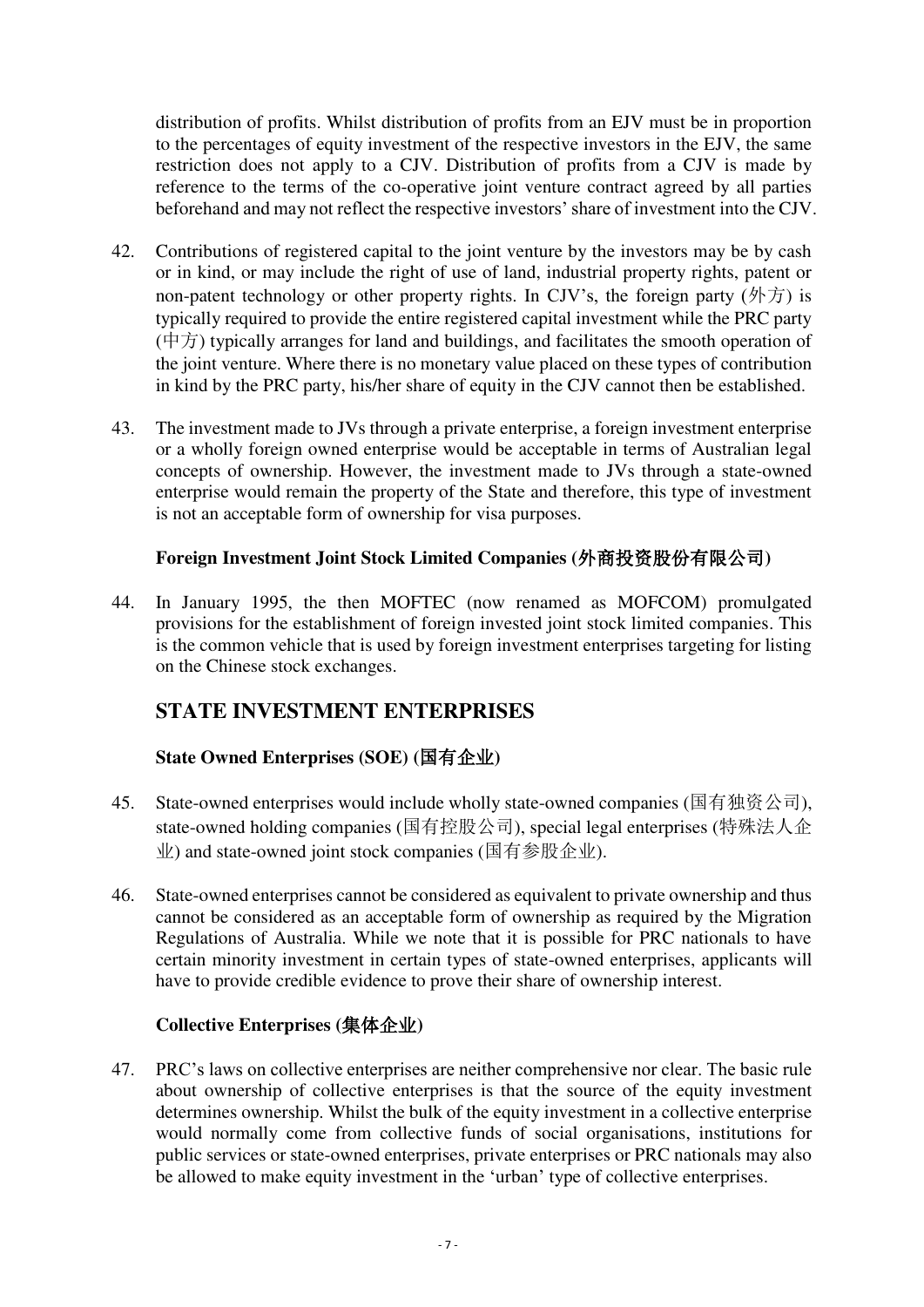distribution of profits. Whilst distribution of profits from an EJV must be in proportion to the percentages of equity investment of the respective investors in the EJV, the same restriction does not apply to a CJV. Distribution of profits from a CJV is made by reference to the terms of the co-operative joint venture contract agreed by all parties beforehand and may not reflect the respective investors' share of investment into the CJV.

42. Contributions of registered capital to the joint venture by the investors may be by cash or in kind, or may include the right of use of land, industrial property rights, patent or non-patent technology or other property rights. In CJV's, the foreign party (外方) is typically required to provide the entire registered capital investment while the PRC party (中方) typically arranges for land and buildings, and facilitates the smooth operation of the joint venture. Where there is no monetary value placed on these types of contribution in kind by the PRC party, his/her share of equity in the CJV cannot then be established.

43. The investment made to JVs through a private enterprise, a foreign investment enterprise or a wholly foreign owned enterprise would be acceptable in terms of Australian legal concepts of ownership. However, the investment made to JVs through a state-owned enterprise would remain the property of the State and therefore, this type of investment is not an acceptable form of ownership for visa purposes.

### Foreign Investment Joint Stock Limited Companies (外商投资股份有限公司)

44. In January 1995, the then MOFTEC (now renamed as MOFCOM) promulgated provisions for the establishment of foreign invested joint stock limited companies. This is the common vehicle that is used by foreign investment enterprises targeting for listing on the Chinese stock exchanges.

## STATE INVESTMENT ENTERPRISES

### State Owned Enterprises (SOE) (国有企业)

45. State-owned enterprises would include wholly state-owned companies (国有独资公司), state-owned holding companies (国有控股公司), special legal enterprises (特殊法人企业) and state-owned joint stock companies (国有参股企业).

46. State-owned enterprises cannot be considered as equivalent to private ownership and thus cannot be considered as an acceptable form of ownership as required by the Migration Regulations of Australia. While we note that it is possible for PRC nationals to have certain minority investment in certain types of state-owned enterprises, applicants will have to provide credible evidence to prove their share of ownership interest.

### Collective Enterprises (集体企业)

47. PRC's laws on collective enterprises are neither comprehensive nor clear. The basic rule about ownership of collective enterprises is that the source of the equity investment determines ownership. Whilst the bulk of the equity investment in a collective enterprise would normally come from collective funds of social organisations, institutions for public services or state-owned enterprises, private enterprises or PRC nationals may also be allowed to make equity investment in the 'urban' type of collective enterprises.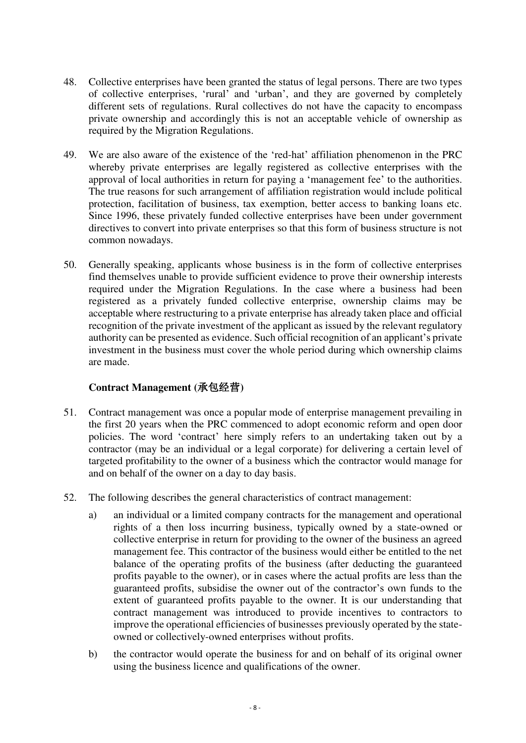48. Collective enterprises have been granted the status of legal persons. There are two types of collective enterprises, 'rural' and 'urban', and they are governed by completely different sets of regulations. Rural collectives do not have the capacity to encompass private ownership and accordingly this is not an acceptable vehicle of ownership as required by the Migration Regulations.

49. We are also aware of the existence of the 'red-hat' affiliation phenomenon in the PRC whereby private enterprises are legally registered as collective enterprises with the approval of local authorities in return for paying a 'management fee' to the authorities. The true reasons for such arrangement of affiliation registration would include political protection, facilitation of business, tax exemption, better access to banking loans etc. Since 1996, these privately funded collective enterprises have been under government directives to convert into private enterprises so that this form of business structure is not common nowadays.

50. Generally speaking, applicants whose business is in the form of collective enterprises find themselves unable to provide sufficient evidence to prove their ownership interests required under the Migration Regulations. In the case where a business had been registered as a privately funded collective enterprise, ownership claims may be acceptable where restructuring to a private enterprise has already taken place and official recognition of the private investment of the applicant as issued by the relevant regulatory authority can be presented as evidence. Such official recognition of an applicant's private investment in the business must cover the whole period during which ownership claims are made.

### Contract Management (承包经营)

51. Contract management was once a popular mode of enterprise management prevailing in the first 20 years when the PRC commenced to adopt economic reform and open door policies. The word 'contract' here simply refers to an undertaking taken out by a contractor (may be an individual or a legal corporate) for delivering a certain level of targeted profitability to the owner of a business which the contractor would manage for and on behalf of the owner on a day to day basis.

52. The following describes the general characteristics of contract management:

    a) an individual or a limited company contracts for the management and operational rights of a then loss incurring business, typically owned by a state-owned or collective enterprise in return for providing to the owner of the business an agreed management fee. This contractor of the business would either be entitled to the net balance of the operating profits of the business (after deducting the guaranteed profits payable to the owner), or in cases where the actual profits are less than the guaranteed profits, subsidise the owner out of the contractor's own funds to the extent of guaranteed profits payable to the owner. It is our understanding that contract management was introduced to provide incentives to contractors to improve the operational efficiencies of businesses previously operated by the state-owned or collectively-owned enterprises without profits.

    b) the contractor would operate the business for and on behalf of its original owner using the business licence and qualifications of the owner.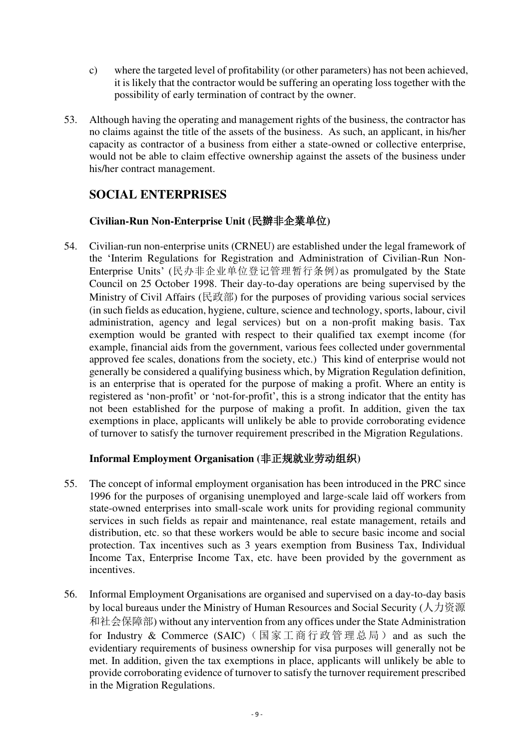c) where the targeted level of profitability (or other parameters) has not been achieved, it is likely that the contractor would be suffering an operating loss together with the possibility of early termination of contract by the owner.

53. Although having the operating and management rights of the business, the contractor has no claims against the title of the assets of the business. As such, an applicant, in his/her capacity as contractor of a business from either a state-owned or collective enterprise, would not be able to claim effective ownership against the assets of the business under his/her contract management.

## SOCIAL ENTERPRISES

### Civilian-Run Non-Enterprise Unit (民辦非企業单位)

54. Civilian-run non-enterprise units (CRNEU) are established under the legal framework of the 'Interim Regulations for Registration and Administration of Civilian-Run Non-Enterprise Units' (民办非企业单位登记管理暂行条例) as promulgated by the State Council on 25 October 1998. Their day-to-day operations are being supervised by the Ministry of Civil Affairs (民政部) for the purposes of providing various social services (in such fields as education, hygiene, culture, science and technology, sports, labour, civil administration, agency and legal services) but on a non-profit making basis. Tax exemption would be granted with respect to their qualified tax exempt income (for example, financial aids from the government, various fees collected under governmental approved fee scales, donations from the society, etc.) This kind of enterprise would not generally be considered a qualifying business which, by Migration Regulation definition, is an enterprise that is operated for the purpose of making a profit. Where an entity is registered as 'non-profit' or 'not-for-profit', this is a strong indicator that the entity has not been established for the purpose of making a profit. In addition, given the tax exemptions in place, applicants will unlikely be able to provide corroborating evidence of turnover to satisfy the turnover requirement prescribed in the Migration Regulations.

### Informal Employment Organisation (非正规就业劳动组织)

55. The concept of informal employment organisation has been introduced in the PRC since 1996 for the purposes of organising unemployed and large-scale laid off workers from state-owned enterprises into small-scale work units for providing regional community services in such fields as repair and maintenance, real estate management, retails and distribution, etc. so that these workers would be able to secure basic income and social protection. Tax incentives such as 3 years exemption from Business Tax, Individual Income Tax, Enterprise Income Tax, etc. have been provided by the government as incentives.

56. Informal Employment Organisations are organised and supervised on a day-to-day basis by local bureaus under the Ministry of Human Resources and Social Security (人力资源和社会保障部) without any intervention from any offices under the State Administration for Industry & Commerce (SAIC)（国家工商行政管理总局）and as such the evidentiary requirements of business ownership for visa purposes will generally not be met. In addition, given the tax exemptions in place, applicants will unlikely be able to provide corroborating evidence of turnover to satisfy the turnover requirement prescribed in the Migration Regulations.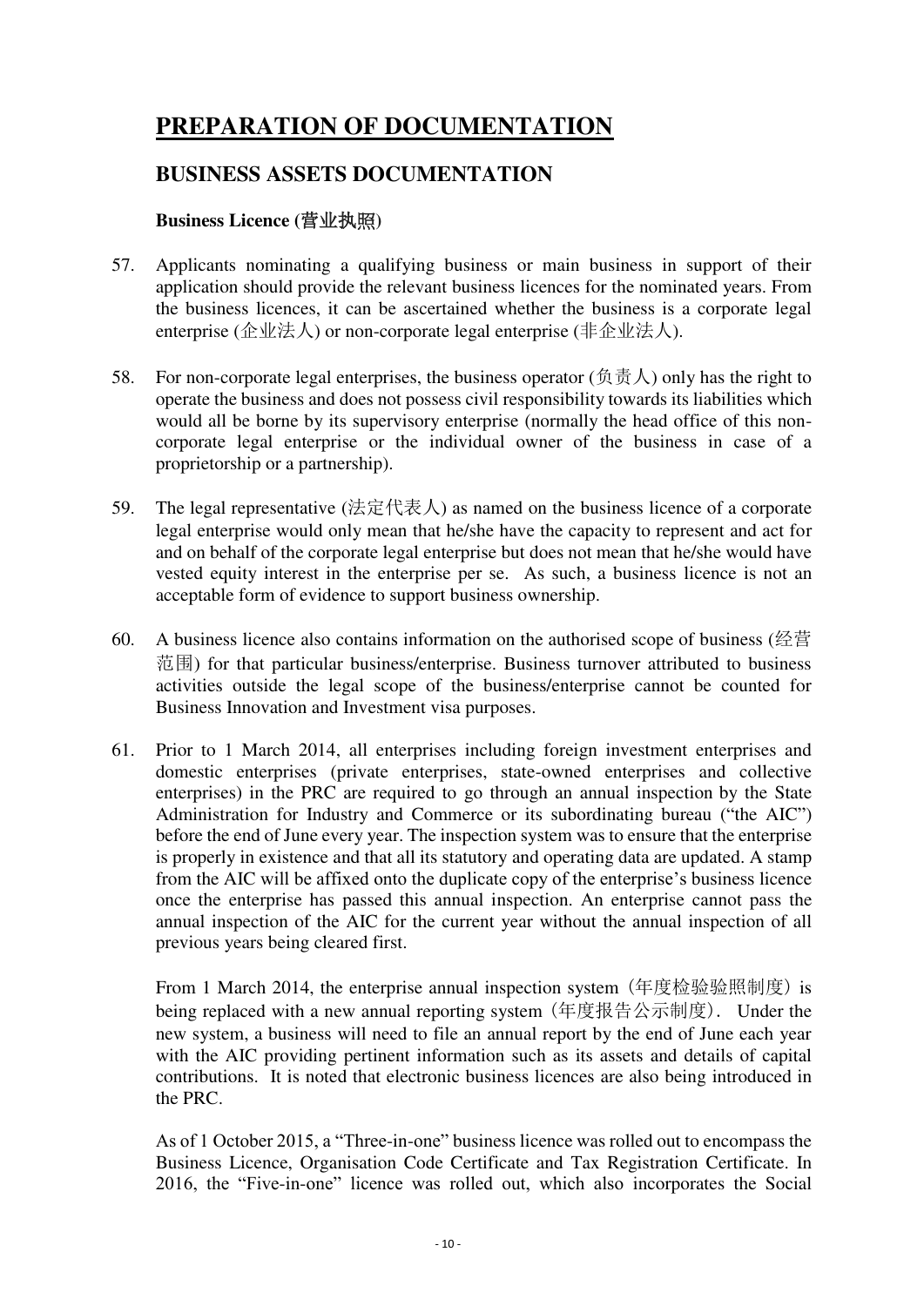# PREPARATION OF DOCUMENTATION

## BUSINESS ASSETS DOCUMENTATION

### Business Licence (营业执照)

57. Applicants nominating a qualifying business or main business in support of their application should provide the relevant business licences for the nominated years. From the business licences, it can be ascertained whether the business is a corporate legal enterprise (企业法人) or non-corporate legal enterprise (非企业法人).

58. For non-corporate legal enterprises, the business operator (负责人) only has the right to operate the business and does not possess civil responsibility towards its liabilities which would all be borne by its supervisory enterprise (normally the head office of this non-corporate legal enterprise or the individual owner of the business in case of a proprietorship or a partnership).

59. The legal representative (法定代表人) as named on the business licence of a corporate legal enterprise would only mean that he/she have the capacity to represent and act for and on behalf of the corporate legal enterprise but does not mean that he/she would have vested equity interest in the enterprise per se. As such, a business licence is not an acceptable form of evidence to support business ownership.

60. A business licence also contains information on the authorised scope of business (经营范围) for that particular business/enterprise. Business turnover attributed to business activities outside the legal scope of the business/enterprise cannot be counted for Business Innovation and Investment visa purposes.

61. Prior to 1 March 2014, all enterprises including foreign investment enterprises and domestic enterprises (private enterprises, state-owned enterprises and collective enterprises) in the PRC are required to go through an annual inspection by the State Administration for Industry and Commerce or its subordinating bureau ("the AIC") before the end of June every year. The inspection system was to ensure that the enterprise is properly in existence and that all its statutory and operating data are updated. A stamp from the AIC will be affixed onto the duplicate copy of the enterprise's business licence once the enterprise has passed this annual inspection. An enterprise cannot pass the annual inspection of the AIC for the current year without the annual inspection of all previous years being cleared first.

    From 1 March 2014, the enterprise annual inspection system（年度检验验照制度）is being replaced with a new annual reporting system（年度报告公示制度）. Under the new system, a business will need to file an annual report by the end of June each year with the AIC providing pertinent information such as its assets and details of capital contributions. It is noted that electronic business licences are also being introduced in the PRC.

    As of 1 October 2015, a "Three-in-one" business licence was rolled out to encompass the Business Licence, Organisation Code Certificate and Tax Registration Certificate. In 2016, the "Five-in-one" licence was rolled out, which also incorporates the Social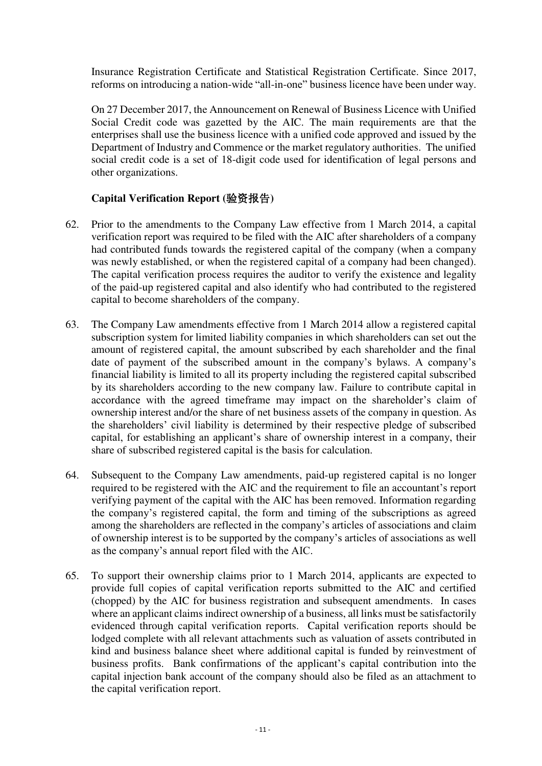Insurance Registration Certificate and Statistical Registration Certificate. Since 2017, reforms on introducing a nation-wide "all-in-one" business licence have been under way.

On 27 December 2017, the Announcement on Renewal of Business Licence with Unified Social Credit code was gazetted by the AIC. The main requirements are that the enterprises shall use the business licence with a unified code approved and issued by the Department of Industry and Commence or the market regulatory authorities. The unified social credit code is a set of 18-digit code used for identification of legal persons and other organizations.

**Capital Verification Report (验资报告)**

62. Prior to the amendments to the Company Law effective from 1 March 2014, a capital verification report was required to be filed with the AIC after shareholders of a company had contributed funds towards the registered capital of the company (when a company was newly established, or when the registered capital of a company had been changed). The capital verification process requires the auditor to verify the existence and legality of the paid-up registered capital and also identify who had contributed to the registered capital to become shareholders of the company.

63. The Company Law amendments effective from 1 March 2014 allow a registered capital subscription system for limited liability companies in which shareholders can set out the amount of registered capital, the amount subscribed by each shareholder and the final date of payment of the subscribed amount in the company's bylaws. A company's financial liability is limited to all its property including the registered capital subscribed by its shareholders according to the new company law. Failure to contribute capital in accordance with the agreed timeframe may impact on the shareholder's claim of ownership interest and/or the share of net business assets of the company in question. As the shareholders' civil liability is determined by their respective pledge of subscribed capital, for establishing an applicant's share of ownership interest in a company, their share of subscribed registered capital is the basis for calculation.

64. Subsequent to the Company Law amendments, paid-up registered capital is no longer required to be registered with the AIC and the requirement to file an accountant's report verifying payment of the capital with the AIC has been removed. Information regarding the company's registered capital, the form and timing of the subscriptions as agreed among the shareholders are reflected in the company's articles of associations and claim of ownership interest is to be supported by the company's articles of associations as well as the company's annual report filed with the AIC.

65. To support their ownership claims prior to 1 March 2014, applicants are expected to provide full copies of capital verification reports submitted to the AIC and certified (chopped) by the AIC for business registration and subsequent amendments. In cases where an applicant claims indirect ownership of a business, all links must be satisfactorily evidenced through capital verification reports. Capital verification reports should be lodged complete with all relevant attachments such as valuation of assets contributed in kind and business balance sheet where additional capital is funded by reinvestment of business profits. Bank confirmations of the applicant's capital contribution into the capital injection bank account of the company should also be filed as an attachment to the capital verification report.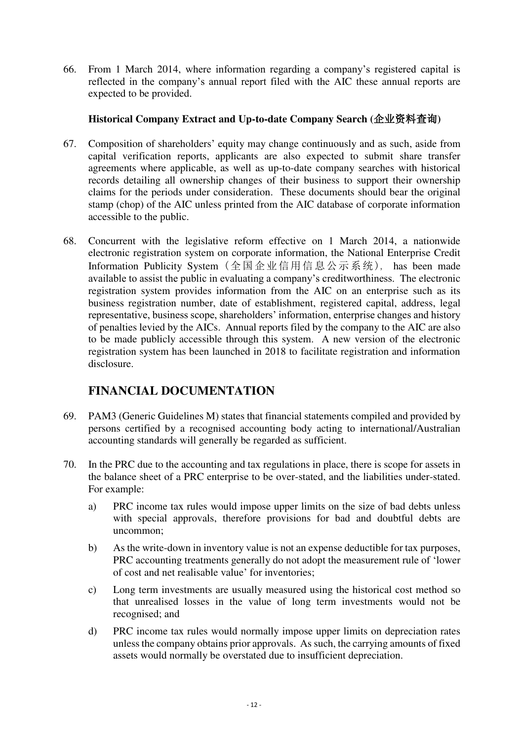66. From 1 March 2014, where information regarding a company's registered capital is reflected in the company's annual report filed with the AIC these annual reports are expected to be provided.

### Historical Company Extract and Up-to-date Company Search (企业资料查询)

67. Composition of shareholders' equity may change continuously and as such, aside from capital verification reports, applicants are also expected to submit share transfer agreements where applicable, as well as up-to-date company searches with historical records detailing all ownership changes of their business to support their ownership claims for the periods under consideration. These documents should bear the original stamp (chop) of the AIC unless printed from the AIC database of corporate information accessible to the public.

68. Concurrent with the legislative reform effective on 1 March 2014, a nationwide electronic registration system on corporate information, the National Enterprise Credit Information Publicity System（全国企业信用信息公示系统）, has been made available to assist the public in evaluating a company's creditworthiness. The electronic registration system provides information from the AIC on an enterprise such as its business registration number, date of establishment, registered capital, address, legal representative, business scope, shareholders' information, enterprise changes and history of penalties levied by the AICs. Annual reports filed by the company to the AIC are also to be made publicly accessible through this system. A new version of the electronic registration system has been launched in 2018 to facilitate registration and information disclosure.

## FINANCIAL DOCUMENTATION

69. PAM3 (Generic Guidelines M) states that financial statements compiled and provided by persons certified by a recognised accounting body acting to international/Australian accounting standards will generally be regarded as sufficient.

70. In the PRC due to the accounting and tax regulations in place, there is scope for assets in the balance sheet of a PRC enterprise to be over-stated, and the liabilities under-stated. For example:

    a) PRC income tax rules would impose upper limits on the size of bad debts unless with special approvals, therefore provisions for bad and doubtful debts are uncommon;

    b) As the write-down in inventory value is not an expense deductible for tax purposes, PRC accounting treatments generally do not adopt the measurement rule of 'lower of cost and net realisable value' for inventories;

    c) Long term investments are usually measured using the historical cost method so that unrealised losses in the value of long term investments would not be recognised; and

    d) PRC income tax rules would normally impose upper limits on depreciation rates unless the company obtains prior approvals. As such, the carrying amounts of fixed assets would normally be overstated due to insufficient depreciation.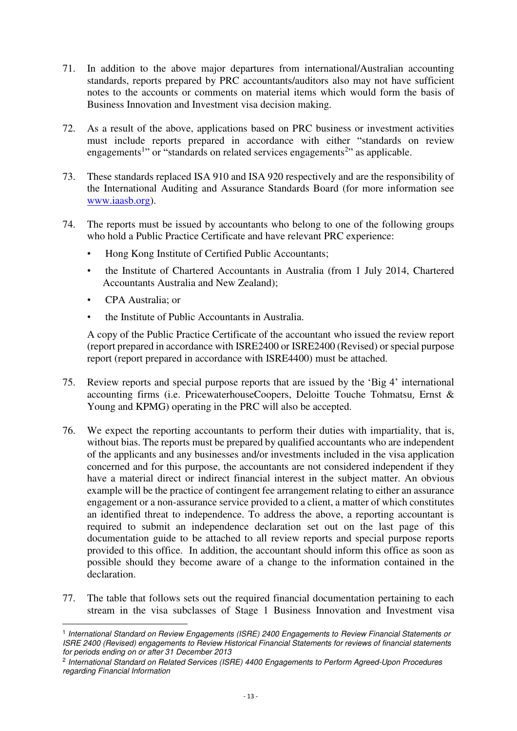71. In addition to the above major departures from international/Australian accounting standards, reports prepared by PRC accountants/auditors also may not have sufficient notes to the accounts or comments on material items which would form the basis of Business Innovation and Investment visa decision making.

72. As a result of the above, applications based on PRC business or investment activities must include reports prepared in accordance with either "standards on review engagements[1]" or "standards on related services engagements[2]" as applicable.

73. These standards replaced ISA 910 and ISA 920 respectively and are the responsibility of the International Auditing and Assurance Standards Board (for more information see www.iaasb.org).

74. The reports must be issued by accountants who belong to one of the following groups who hold a Public Practice Certificate and have relevant PRC experience:

    - Hong Kong Institute of Certified Public Accountants;
    - the Institute of Chartered Accountants in Australia (from 1 July 2014, Chartered Accountants Australia and New Zealand);
    - CPA Australia; or
    - the Institute of Public Accountants in Australia.

    A copy of the Public Practice Certificate of the accountant who issued the review report (report prepared in accordance with ISRE2400 or ISRE2400 (Revised) or special purpose report (report prepared in accordance with ISRE4400) must be attached.

75. Review reports and special purpose reports that are issued by the 'Big 4' international accounting firms (i.e. PricewaterhouseCoopers, Deloitte Touche Tohmatsu, Ernst & Young and KPMG) operating in the PRC will also be accepted.

76. We expect the reporting accountants to perform their duties with impartiality, that is, without bias. The reports must be prepared by qualified accountants who are independent of the applicants and any businesses and/or investments included in the visa application concerned and for this purpose, the accountants are not considered independent if they have a material direct or indirect financial interest in the subject matter. An obvious example will be the practice of contingent fee arrangement relating to either an assurance engagement or a non-assurance service provided to a client, a matter of which constitutes an identified threat to independence. To address the above, a reporting accountant is required to submit an independence declaration set out on the last page of this documentation guide to be attached to all review reports and special purpose reports provided to this office. In addition, the accountant should inform this office as soon as possible should they become aware of a change to the information contained in the declaration.

77. The table that follows sets out the required financial documentation pertaining to each stream in the visa subclasses of Stage 1 Business Innovation and Investment visa

---

[1] *International Standard on Review Engagements (ISRE) 2400 Engagements to Review Financial Statements or ISRE 2400 (Revised) engagements to Review Historical Financial Statements for reviews of financial statements for periods ending on or after 31 December 2013*

[2] *International Standard on Related Services (ISRE) 4400 Engagements to Perform Agreed-Upon Procedures regarding Financial Information*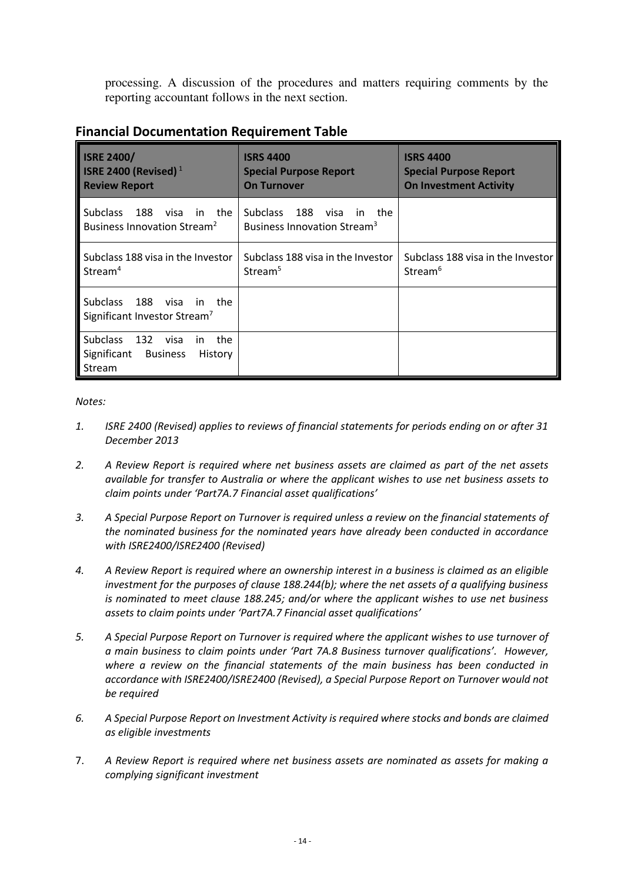processing. A discussion of the procedures and matters requiring comments by the reporting accountant follows in the next section.

## Financial Documentation Requirement Table

| **ISRE 2400/ ISRE 2400 (Revised)** [1] **Review Report** | **ISRS 4400 Special Purpose Report On Turnover** | **ISRS 4400 Special Purpose Report On Investment Activity** |
|---|---|---|
| Subclass 188 visa in the Business Innovation Stream[2] | Subclass 188 visa in the Business Innovation Stream[3] | |
| Subclass 188 visa in the Investor Stream[4] | Subclass 188 visa in the Investor Stream[5] | Subclass 188 visa in the Investor Stream[6] |
| Subclass 188 visa in the Significant Investor Stream[7] | | |
| Subclass 132 visa in the Significant Business History Stream | | |

*Notes:*

1. *ISRE 2400 (Revised) applies to reviews of financial statements for periods ending on or after 31 December 2013*

2. *A Review Report is required where net business assets are claimed as part of the net assets available for transfer to Australia or where the applicant wishes to use net business assets to claim points under 'Part7A.7 Financial asset qualifications'*

3. *A Special Purpose Report on Turnover is required unless a review on the financial statements of the nominated business for the nominated years have already been conducted in accordance with ISRE2400/ISRE2400 (Revised)*

4. *A Review Report is required where an ownership interest in a business is claimed as an eligible investment for the purposes of clause 188.244(b); where the net assets of a qualifying business is nominated to meet clause 188.245; and/or where the applicant wishes to use net business assets to claim points under 'Part7A.7 Financial asset qualifications'*

5. *A Special Purpose Report on Turnover is required where the applicant wishes to use turnover of a main business to claim points under 'Part 7A.8 Business turnover qualifications'. However, where a review on the financial statements of the main business has been conducted in accordance with ISRE2400/ISRE2400 (Revised), a Special Purpose Report on Turnover would not be required*

6. *A Special Purpose Report on Investment Activity is required where stocks and bonds are claimed as eligible investments*

7. *A Review Report is required where net business assets are nominated as assets for making a complying significant investment*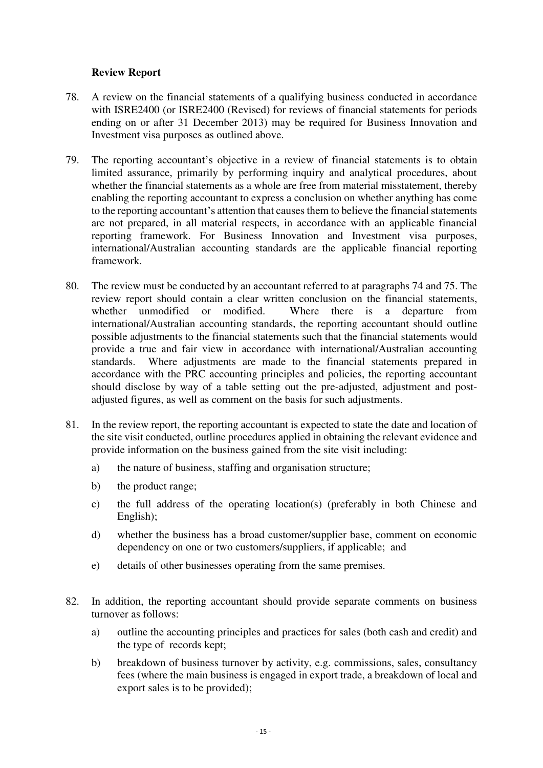**Review Report**

78. A review on the financial statements of a qualifying business conducted in accordance with ISRE2400 (or ISRE2400 (Revised) for reviews of financial statements for periods ending on or after 31 December 2013) may be required for Business Innovation and Investment visa purposes as outlined above.

79. The reporting accountant's objective in a review of financial statements is to obtain limited assurance, primarily by performing inquiry and analytical procedures, about whether the financial statements as a whole are free from material misstatement, thereby enabling the reporting accountant to express a conclusion on whether anything has come to the reporting accountant's attention that causes them to believe the financial statements are not prepared, in all material respects, in accordance with an applicable financial reporting framework. For Business Innovation and Investment visa purposes, international/Australian accounting standards are the applicable financial reporting framework.

80. The review must be conducted by an accountant referred to at paragraphs 74 and 75. The review report should contain a clear written conclusion on the financial statements, whether unmodified or modified. Where there is a departure from international/Australian accounting standards, the reporting accountant should outline possible adjustments to the financial statements such that the financial statements would provide a true and fair view in accordance with international/Australian accounting standards. Where adjustments are made to the financial statements prepared in accordance with the PRC accounting principles and policies, the reporting accountant should disclose by way of a table setting out the pre-adjusted, adjustment and post-adjusted figures, as well as comment on the basis for such adjustments.

81. In the review report, the reporting accountant is expected to state the date and location of the site visit conducted, outline procedures applied in obtaining the relevant evidence and provide information on the business gained from the site visit including:

    a) the nature of business, staffing and organisation structure;

    b) the product range;

    c) the full address of the operating location(s) (preferably in both Chinese and English);

    d) whether the business has a broad customer/supplier base, comment on economic dependency on one or two customers/suppliers, if applicable; and

    e) details of other businesses operating from the same premises.

82. In addition, the reporting accountant should provide separate comments on business turnover as follows:

    a) outline the accounting principles and practices for sales (both cash and credit) and the type of records kept;

    b) breakdown of business turnover by activity, e.g. commissions, sales, consultancy fees (where the main business is engaged in export trade, a breakdown of local and export sales is to be provided);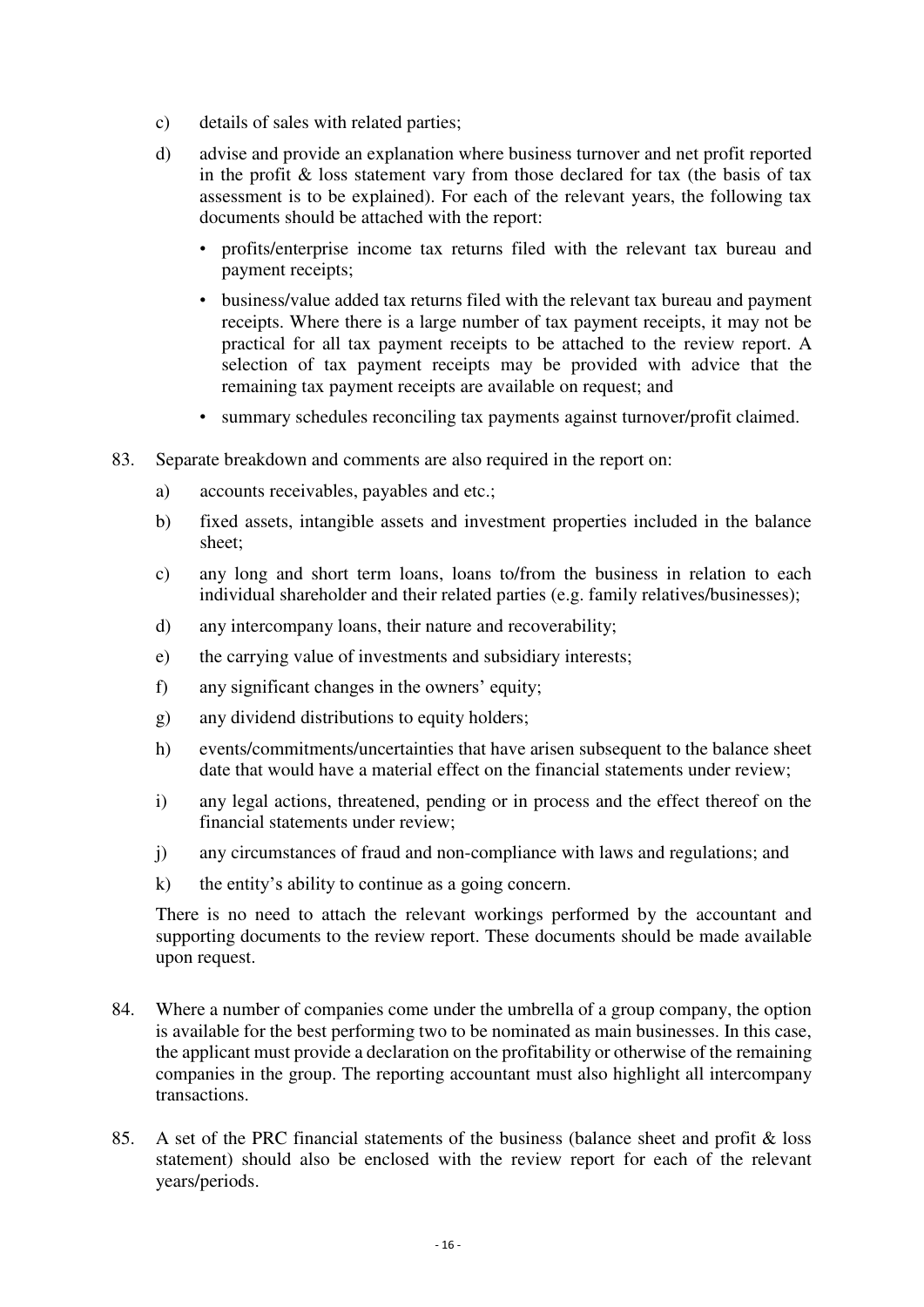c) details of sales with related parties;

d) advise and provide an explanation where business turnover and net profit reported in the profit & loss statement vary from those declared for tax (the basis of tax assessment is to be explained). For each of the relevant years, the following tax documents should be attached with the report:

   - profits/enterprise income tax returns filed with the relevant tax bureau and payment receipts;
   - business/value added tax returns filed with the relevant tax bureau and payment receipts. Where there is a large number of tax payment receipts, it may not be practical for all tax payment receipts to be attached to the review report. A selection of tax payment receipts may be provided with advice that the remaining tax payment receipts are available on request; and
   - summary schedules reconciling tax payments against turnover/profit claimed.

83. Separate breakdown and comments are also required in the report on:

   a) accounts receivables, payables and etc.;

   b) fixed assets, intangible assets and investment properties included in the balance sheet;

   c) any long and short term loans, loans to/from the business in relation to each individual shareholder and their related parties (e.g. family relatives/businesses);

   d) any intercompany loans, their nature and recoverability;

   e) the carrying value of investments and subsidiary interests;

   f) any significant changes in the owners' equity;

   g) any dividend distributions to equity holders;

   h) events/commitments/uncertainties that have arisen subsequent to the balance sheet date that would have a material effect on the financial statements under review;

   i) any legal actions, threatened, pending or in process and the effect thereof on the financial statements under review;

   j) any circumstances of fraud and non-compliance with laws and regulations; and

   k) the entity's ability to continue as a going concern.

   There is no need to attach the relevant workings performed by the accountant and supporting documents to the review report. These documents should be made available upon request.

84. Where a number of companies come under the umbrella of a group company, the option is available for the best performing two to be nominated as main businesses. In this case, the applicant must provide a declaration on the profitability or otherwise of the remaining companies in the group. The reporting accountant must also highlight all intercompany transactions.

85. A set of the PRC financial statements of the business (balance sheet and profit & loss statement) should also be enclosed with the review report for each of the relevant years/periods.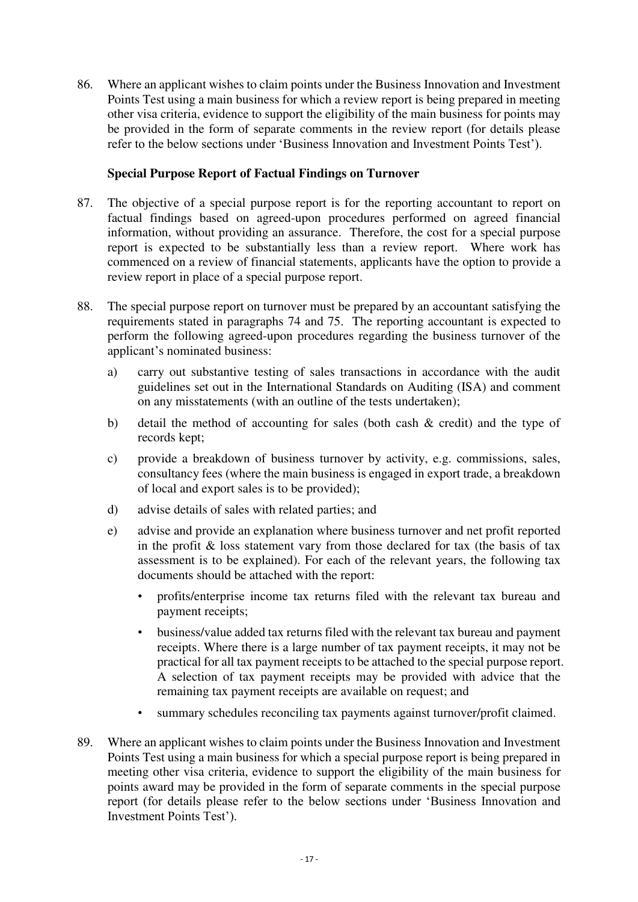86. Where an applicant wishes to claim points under the Business Innovation and Investment Points Test using a main business for which a review report is being prepared in meeting other visa criteria, evidence to support the eligibility of the main business for points may be provided in the form of separate comments in the review report (for details please refer to the below sections under 'Business Innovation and Investment Points Test').

**Special Purpose Report of Factual Findings on Turnover**

87. The objective of a special purpose report is for the reporting accountant to report on factual findings based on agreed-upon procedures performed on agreed financial information, without providing an assurance. Therefore, the cost for a special purpose report is expected to be substantially less than a review report. Where work has commenced on a review of financial statements, applicants have the option to provide a review report in place of a special purpose report.

88. The special purpose report on turnover must be prepared by an accountant satisfying the requirements stated in paragraphs 74 and 75. The reporting accountant is expected to perform the following agreed-upon procedures regarding the business turnover of the applicant's nominated business:

    a) carry out substantive testing of sales transactions in accordance with the audit guidelines set out in the International Standards on Auditing (ISA) and comment on any misstatements (with an outline of the tests undertaken);

    b) detail the method of accounting for sales (both cash & credit) and the type of records kept;

    c) provide a breakdown of business turnover by activity, e.g. commissions, sales, consultancy fees (where the main business is engaged in export trade, a breakdown of local and export sales is to be provided);

    d) advise details of sales with related parties; and

    e) advise and provide an explanation where business turnover and net profit reported in the profit & loss statement vary from those declared for tax (the basis of tax assessment is to be explained). For each of the relevant years, the following tax documents should be attached with the report:

        - profits/enterprise income tax returns filed with the relevant tax bureau and payment receipts;
        - business/value added tax returns filed with the relevant tax bureau and payment receipts. Where there is a large number of tax payment receipts, it may not be practical for all tax payment receipts to be attached to the special purpose report. A selection of tax payment receipts may be provided with advice that the remaining tax payment receipts are available on request; and
        - summary schedules reconciling tax payments against turnover/profit claimed.

89. Where an applicant wishes to claim points under the Business Innovation and Investment Points Test using a main business for which a special purpose report is being prepared in meeting other visa criteria, evidence to support the eligibility of the main business for points award may be provided in the form of separate comments in the special purpose report (for details please refer to the below sections under 'Business Innovation and Investment Points Test').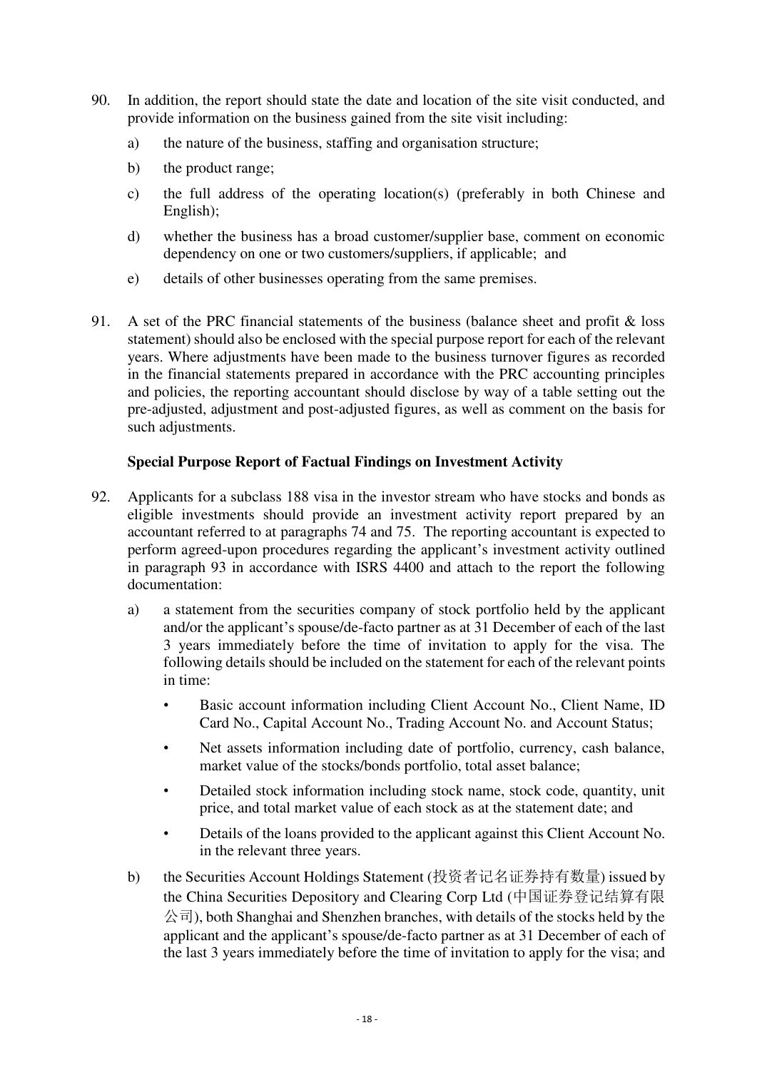90. In addition, the report should state the date and location of the site visit conducted, and provide information on the business gained from the site visit including:

    a) the nature of the business, staffing and organisation structure;

    b) the product range;

    c) the full address of the operating location(s) (preferably in both Chinese and English);

    d) whether the business has a broad customer/supplier base, comment on economic dependency on one or two customers/suppliers, if applicable; and

    e) details of other businesses operating from the same premises.

91. A set of the PRC financial statements of the business (balance sheet and profit & loss statement) should also be enclosed with the special purpose report for each of the relevant years. Where adjustments have been made to the business turnover figures as recorded in the financial statements prepared in accordance with the PRC accounting principles and policies, the reporting accountant should disclose by way of a table setting out the pre-adjusted, adjustment and post-adjusted figures, as well as comment on the basis for such adjustments.

**Special Purpose Report of Factual Findings on Investment Activity**

92. Applicants for a subclass 188 visa in the investor stream who have stocks and bonds as eligible investments should provide an investment activity report prepared by an accountant referred to at paragraphs 74 and 75. The reporting accountant is expected to perform agreed-upon procedures regarding the applicant's investment activity outlined in paragraph 93 in accordance with ISRS 4400 and attach to the report the following documentation:

    a) a statement from the securities company of stock portfolio held by the applicant and/or the applicant's spouse/de-facto partner as at 31 December of each of the last 3 years immediately before the time of invitation to apply for the visa. The following details should be included on the statement for each of the relevant points in time:

        - Basic account information including Client Account No., Client Name, ID Card No., Capital Account No., Trading Account No. and Account Status;
        - Net assets information including date of portfolio, currency, cash balance, market value of the stocks/bonds portfolio, total asset balance;
        - Detailed stock information including stock name, stock code, quantity, unit price, and total market value of each stock as at the statement date; and
        - Details of the loans provided to the applicant against this Client Account No. in the relevant three years.

    b) the Securities Account Holdings Statement (投资者记名证券持有数量) issued by the China Securities Depository and Clearing Corp Ltd (中国证券登记结算有限公司), both Shanghai and Shenzhen branches, with details of the stocks held by the applicant and the applicant's spouse/de-facto partner as at 31 December of each of the last 3 years immediately before the time of invitation to apply for the visa; and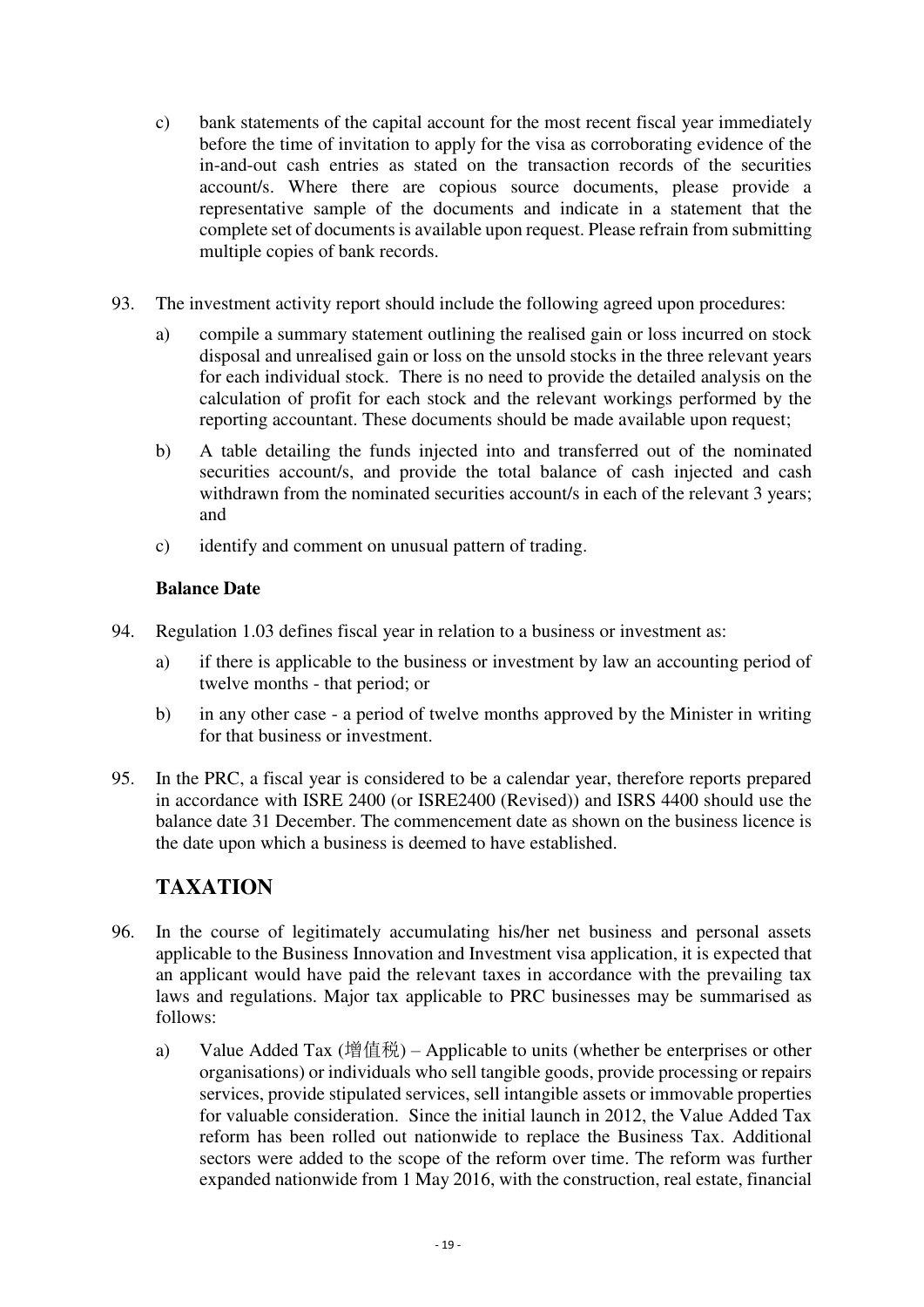c) bank statements of the capital account for the most recent fiscal year immediately before the time of invitation to apply for the visa as corroborating evidence of the in-and-out cash entries as stated on the transaction records of the securities account/s. Where there are copious source documents, please provide a representative sample of the documents and indicate in a statement that the complete set of documents is available upon request. Please refrain from submitting multiple copies of bank records.

93. The investment activity report should include the following agreed upon procedures:

a) compile a summary statement outlining the realised gain or loss incurred on stock disposal and unrealised gain or loss on the unsold stocks in the three relevant years for each individual stock. There is no need to provide the detailed analysis on the calculation of profit for each stock and the relevant workings performed by the reporting accountant. These documents should be made available upon request;

b) A table detailing the funds injected into and transferred out of the nominated securities account/s, and provide the total balance of cash injected and cash withdrawn from the nominated securities account/s in each of the relevant 3 years; and

c) identify and comment on unusual pattern of trading.

**Balance Date**

94. Regulation 1.03 defines fiscal year in relation to a business or investment as:

a) if there is applicable to the business or investment by law an accounting period of twelve months - that period; or

b) in any other case - a period of twelve months approved by the Minister in writing for that business or investment.

95. In the PRC, a fiscal year is considered to be a calendar year, therefore reports prepared in accordance with ISRE 2400 (or ISRE2400 (Revised)) and ISRS 4400 should use the balance date 31 December. The commencement date as shown on the business licence is the date upon which a business is deemed to have established.

## TAXATION

96. In the course of legitimately accumulating his/her net business and personal assets applicable to the Business Innovation and Investment visa application, it is expected that an applicant would have paid the relevant taxes in accordance with the prevailing tax laws and regulations. Major tax applicable to PRC businesses may be summarised as follows:

a) Value Added Tax (增值税) – Applicable to units (whether be enterprises or other organisations) or individuals who sell tangible goods, provide processing or repairs services, provide stipulated services, sell intangible assets or immovable properties for valuable consideration. Since the initial launch in 2012, the Value Added Tax reform has been rolled out nationwide to replace the Business Tax. Additional sectors were added to the scope of the reform over time. The reform was further expanded nationwide from 1 May 2016, with the construction, real estate, financial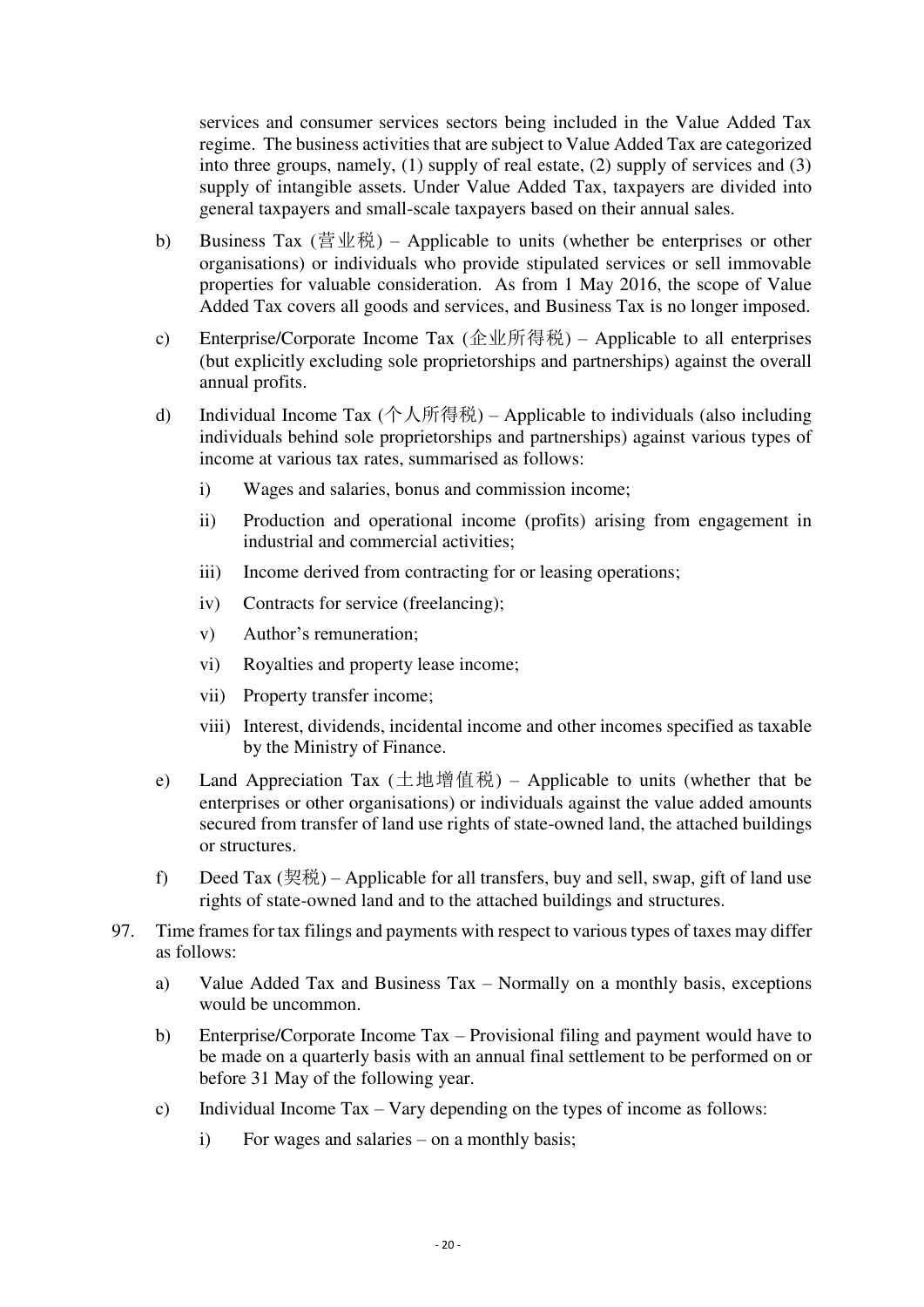services and consumer services sectors being included in the Value Added Tax regime. The business activities that are subject to Value Added Tax are categorized into three groups, namely, (1) supply of real estate, (2) supply of services and (3) supply of intangible assets. Under Value Added Tax, taxpayers are divided into general taxpayers and small-scale taxpayers based on their annual sales.

b) Business Tax (营业税) – Applicable to units (whether be enterprises or other organisations) or individuals who provide stipulated services or sell immovable properties for valuable consideration. As from 1 May 2016, the scope of Value Added Tax covers all goods and services, and Business Tax is no longer imposed.

c) Enterprise/Corporate Income Tax (企业所得税) – Applicable to all enterprises (but explicitly excluding sole proprietorships and partnerships) against the overall annual profits.

d) Individual Income Tax (个人所得税) – Applicable to individuals (also including individuals behind sole proprietorships and partnerships) against various types of income at various tax rates, summarised as follows:

   i) Wages and salaries, bonus and commission income;

   ii) Production and operational income (profits) arising from engagement in industrial and commercial activities;

   iii) Income derived from contracting for or leasing operations;

   iv) Contracts for service (freelancing);

   v) Author's remuneration;

   vi) Royalties and property lease income;

   vii) Property transfer income;

   viii) Interest, dividends, incidental income and other incomes specified as taxable by the Ministry of Finance.

e) Land Appreciation Tax (土地增值税) – Applicable to units (whether that be enterprises or other organisations) or individuals against the value added amounts secured from transfer of land use rights of state-owned land, the attached buildings or structures.

f) Deed Tax (契税) – Applicable for all transfers, buy and sell, swap, gift of land use rights of state-owned land and to the attached buildings and structures.

97. Time frames for tax filings and payments with respect to various types of taxes may differ as follows:

   a) Value Added Tax and Business Tax – Normally on a monthly basis, exceptions would be uncommon.

   b) Enterprise/Corporate Income Tax – Provisional filing and payment would have to be made on a quarterly basis with an annual final settlement to be performed on or before 31 May of the following year.

   c) Individual Income Tax – Vary depending on the types of income as follows:

      i) For wages and salaries – on a monthly basis;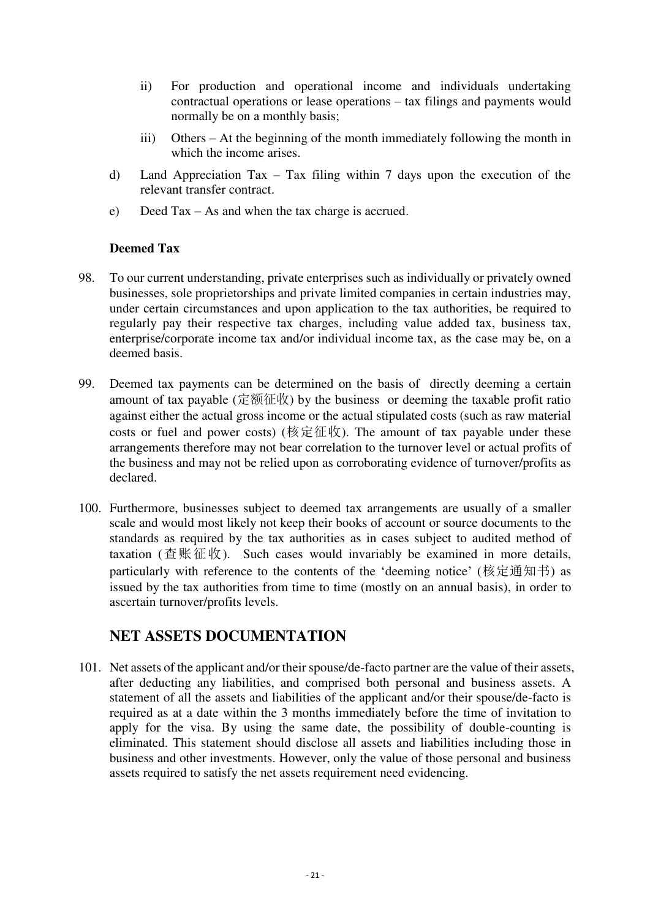ii) For production and operational income and individuals undertaking contractual operations or lease operations – tax filings and payments would normally be on a monthly basis;

iii) Others – At the beginning of the month immediately following the month in which the income arises.

d) Land Appreciation Tax – Tax filing within 7 days upon the execution of the relevant transfer contract.

e) Deed Tax – As and when the tax charge is accrued.

**Deemed Tax**

98. To our current understanding, private enterprises such as individually or privately owned businesses, sole proprietorships and private limited companies in certain industries may, under certain circumstances and upon application to the tax authorities, be required to regularly pay their respective tax charges, including value added tax, business tax, enterprise/corporate income tax and/or individual income tax, as the case may be, on a deemed basis.

99. Deemed tax payments can be determined on the basis of directly deeming a certain amount of tax payable (定额征收) by the business or deeming the taxable profit ratio against either the actual gross income or the actual stipulated costs (such as raw material costs or fuel and power costs) (核定征收). The amount of tax payable under these arrangements therefore may not bear correlation to the turnover level or actual profits of the business and may not be relied upon as corroborating evidence of turnover/profits as declared.

100. Furthermore, businesses subject to deemed tax arrangements are usually of a smaller scale and would most likely not keep their books of account or source documents to the standards as required by the tax authorities as in cases subject to audited method of taxation (查账征收). Such cases would invariably be examined in more details, particularly with reference to the contents of the 'deeming notice' (核定通知书) as issued by the tax authorities from time to time (mostly on an annual basis), in order to ascertain turnover/profits levels.

## NET ASSETS DOCUMENTATION

101. Net assets of the applicant and/or their spouse/de-facto partner are the value of their assets, after deducting any liabilities, and comprised both personal and business assets. A statement of all the assets and liabilities of the applicant and/or their spouse/de-facto is required as at a date within the 3 months immediately before the time of invitation to apply for the visa. By using the same date, the possibility of double-counting is eliminated. This statement should disclose all assets and liabilities including those in business and other investments. However, only the value of those personal and business assets required to satisfy the net assets requirement need evidencing.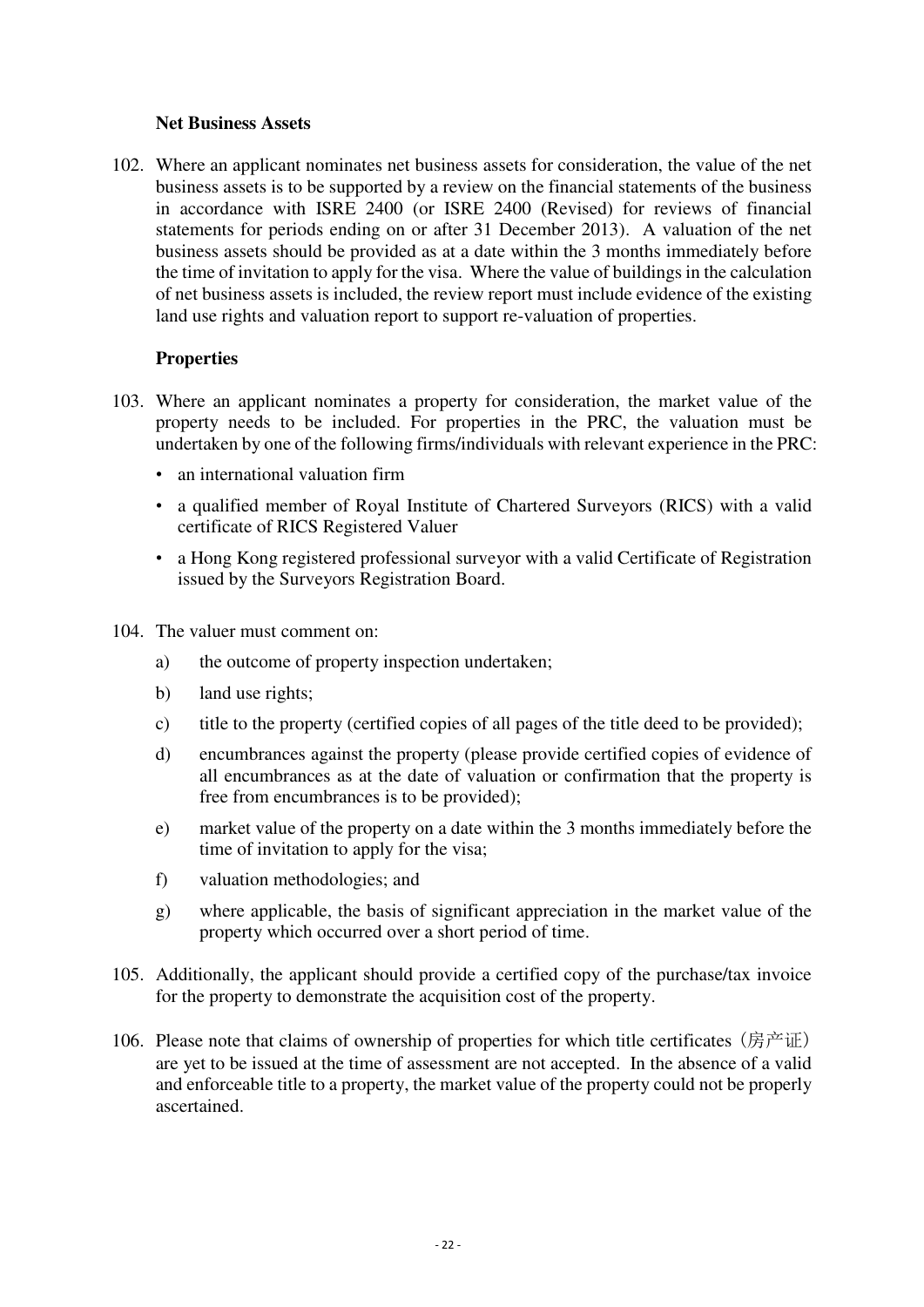**Net Business Assets**

102. Where an applicant nominates net business assets for consideration, the value of the net business assets is to be supported by a review on the financial statements of the business in accordance with ISRE 2400 (or ISRE 2400 (Revised) for reviews of financial statements for periods ending on or after 31 December 2013). A valuation of the net business assets should be provided as at a date within the 3 months immediately before the time of invitation to apply for the visa. Where the value of buildings in the calculation of net business assets is included, the review report must include evidence of the existing land use rights and valuation report to support re-valuation of properties.

**Properties**

103. Where an applicant nominates a property for consideration, the market value of the property needs to be included. For properties in the PRC, the valuation must be undertaken by one of the following firms/individuals with relevant experience in the PRC:

- an international valuation firm
- a qualified member of Royal Institute of Chartered Surveyors (RICS) with a valid certificate of RICS Registered Valuer
- a Hong Kong registered professional surveyor with a valid Certificate of Registration issued by the Surveyors Registration Board.

104. The valuer must comment on:

   a) the outcome of property inspection undertaken;

   b) land use rights;

   c) title to the property (certified copies of all pages of the title deed to be provided);

   d) encumbrances against the property (please provide certified copies of evidence of all encumbrances as at the date of valuation or confirmation that the property is free from encumbrances is to be provided);

   e) market value of the property on a date within the 3 months immediately before the time of invitation to apply for the visa;

   f) valuation methodologies; and

   g) where applicable, the basis of significant appreciation in the market value of the property which occurred over a short period of time.

105. Additionally, the applicant should provide a certified copy of the purchase/tax invoice for the property to demonstrate the acquisition cost of the property.

106. Please note that claims of ownership of properties for which title certificates（房产证）are yet to be issued at the time of assessment are not accepted. In the absence of a valid and enforceable title to a property, the market value of the property could not be properly ascertained.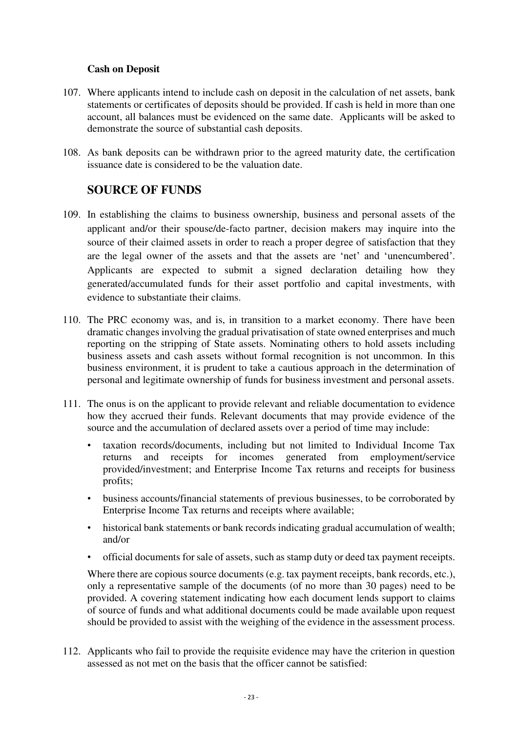**Cash on Deposit**

107. Where applicants intend to include cash on deposit in the calculation of net assets, bank statements or certificates of deposits should be provided. If cash is held in more than one account, all balances must be evidenced on the same date. Applicants will be asked to demonstrate the source of substantial cash deposits.

108. As bank deposits can be withdrawn prior to the agreed maturity date, the certification issuance date is considered to be the valuation date.

## SOURCE OF FUNDS

109. In establishing the claims to business ownership, business and personal assets of the applicant and/or their spouse/de-facto partner, decision makers may inquire into the source of their claimed assets in order to reach a proper degree of satisfaction that they are the legal owner of the assets and that the assets are 'net' and 'unencumbered'. Applicants are expected to submit a signed declaration detailing how they generated/accumulated funds for their asset portfolio and capital investments, with evidence to substantiate their claims.

110. The PRC economy was, and is, in transition to a market economy. There have been dramatic changes involving the gradual privatisation of state owned enterprises and much reporting on the stripping of State assets. Nominating others to hold assets including business assets and cash assets without formal recognition is not uncommon. In this business environment, it is prudent to take a cautious approach in the determination of personal and legitimate ownership of funds for business investment and personal assets.

111. The onus is on the applicant to provide relevant and reliable documentation to evidence how they accrued their funds. Relevant documents that may provide evidence of the source and the accumulation of declared assets over a period of time may include:

   - taxation records/documents, including but not limited to Individual Income Tax returns and receipts for incomes generated from employment/service provided/investment; and Enterprise Income Tax returns and receipts for business profits;
   - business accounts/financial statements of previous businesses, to be corroborated by Enterprise Income Tax returns and receipts where available;
   - historical bank statements or bank records indicating gradual accumulation of wealth; and/or
   - official documents for sale of assets, such as stamp duty or deed tax payment receipts.

   Where there are copious source documents (e.g. tax payment receipts, bank records, etc.), only a representative sample of the documents (of no more than 30 pages) need to be provided. A covering statement indicating how each document lends support to claims of source of funds and what additional documents could be made available upon request should be provided to assist with the weighing of the evidence in the assessment process.

112. Applicants who fail to provide the requisite evidence may have the criterion in question assessed as not met on the basis that the officer cannot be satisfied: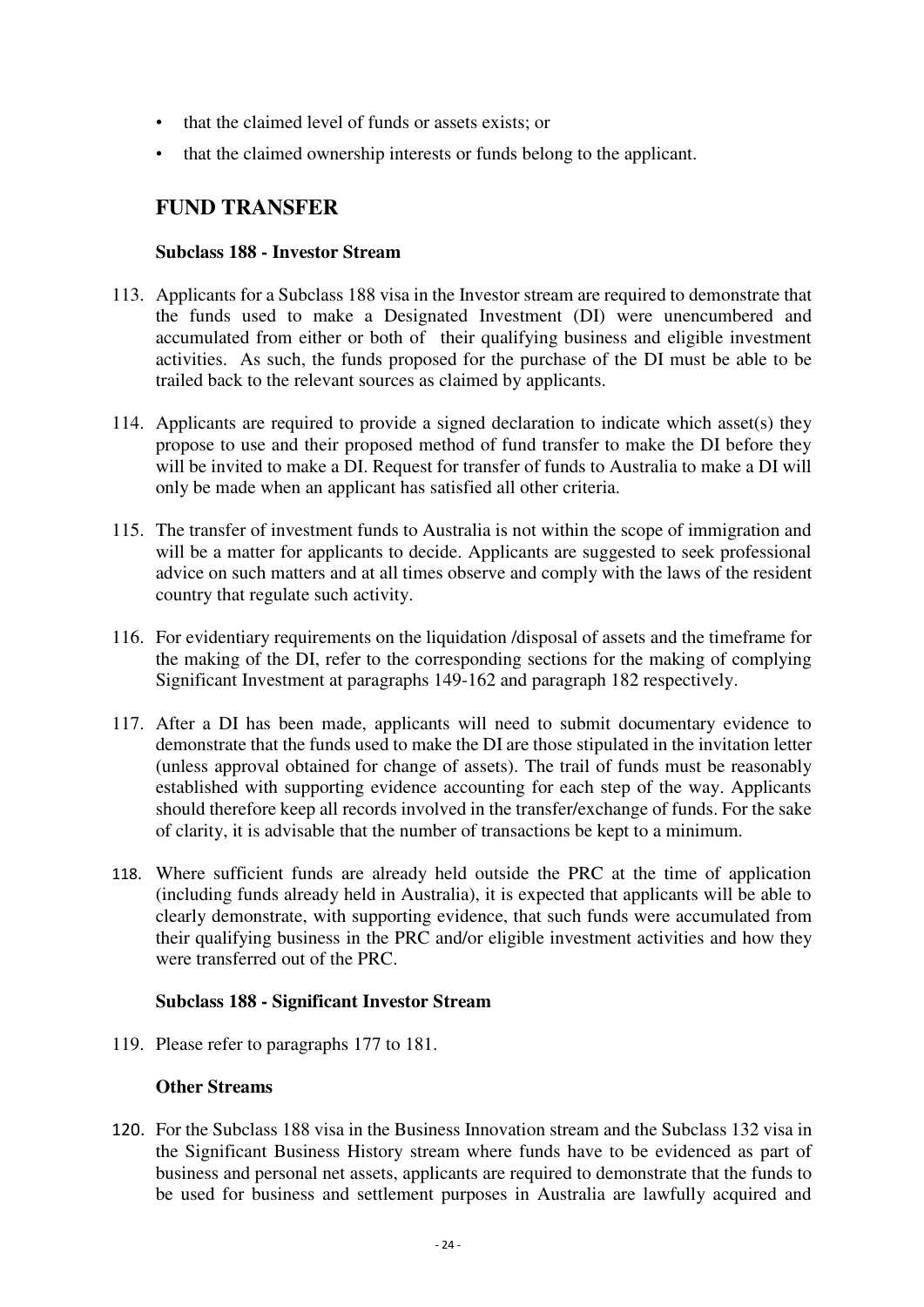- that the claimed level of funds or assets exists; or
- that the claimed ownership interests or funds belong to the applicant.

## FUND TRANSFER

### Subclass 188 - Investor Stream

113. Applicants for a Subclass 188 visa in the Investor stream are required to demonstrate that the funds used to make a Designated Investment (DI) were unencumbered and accumulated from either or both of their qualifying business and eligible investment activities. As such, the funds proposed for the purchase of the DI must be able to be trailed back to the relevant sources as claimed by applicants.

114. Applicants are required to provide a signed declaration to indicate which asset(s) they propose to use and their proposed method of fund transfer to make the DI before they will be invited to make a DI. Request for transfer of funds to Australia to make a DI will only be made when an applicant has satisfied all other criteria.

115. The transfer of investment funds to Australia is not within the scope of immigration and will be a matter for applicants to decide. Applicants are suggested to seek professional advice on such matters and at all times observe and comply with the laws of the resident country that regulate such activity.

116. For evidentiary requirements on the liquidation /disposal of assets and the timeframe for the making of the DI, refer to the corresponding sections for the making of complying Significant Investment at paragraphs 149-162 and paragraph 182 respectively.

117. After a DI has been made, applicants will need to submit documentary evidence to demonstrate that the funds used to make the DI are those stipulated in the invitation letter (unless approval obtained for change of assets). The trail of funds must be reasonably established with supporting evidence accounting for each step of the way. Applicants should therefore keep all records involved in the transfer/exchange of funds. For the sake of clarity, it is advisable that the number of transactions be kept to a minimum.

118. Where sufficient funds are already held outside the PRC at the time of application (including funds already held in Australia), it is expected that applicants will be able to clearly demonstrate, with supporting evidence, that such funds were accumulated from their qualifying business in the PRC and/or eligible investment activities and how they were transferred out of the PRC.

### Subclass 188 - Significant Investor Stream

119. Please refer to paragraphs 177 to 181.

### Other Streams

120. For the Subclass 188 visa in the Business Innovation stream and the Subclass 132 visa in the Significant Business History stream where funds have to be evidenced as part of business and personal net assets, applicants are required to demonstrate that the funds to be used for business and settlement purposes in Australia are lawfully acquired and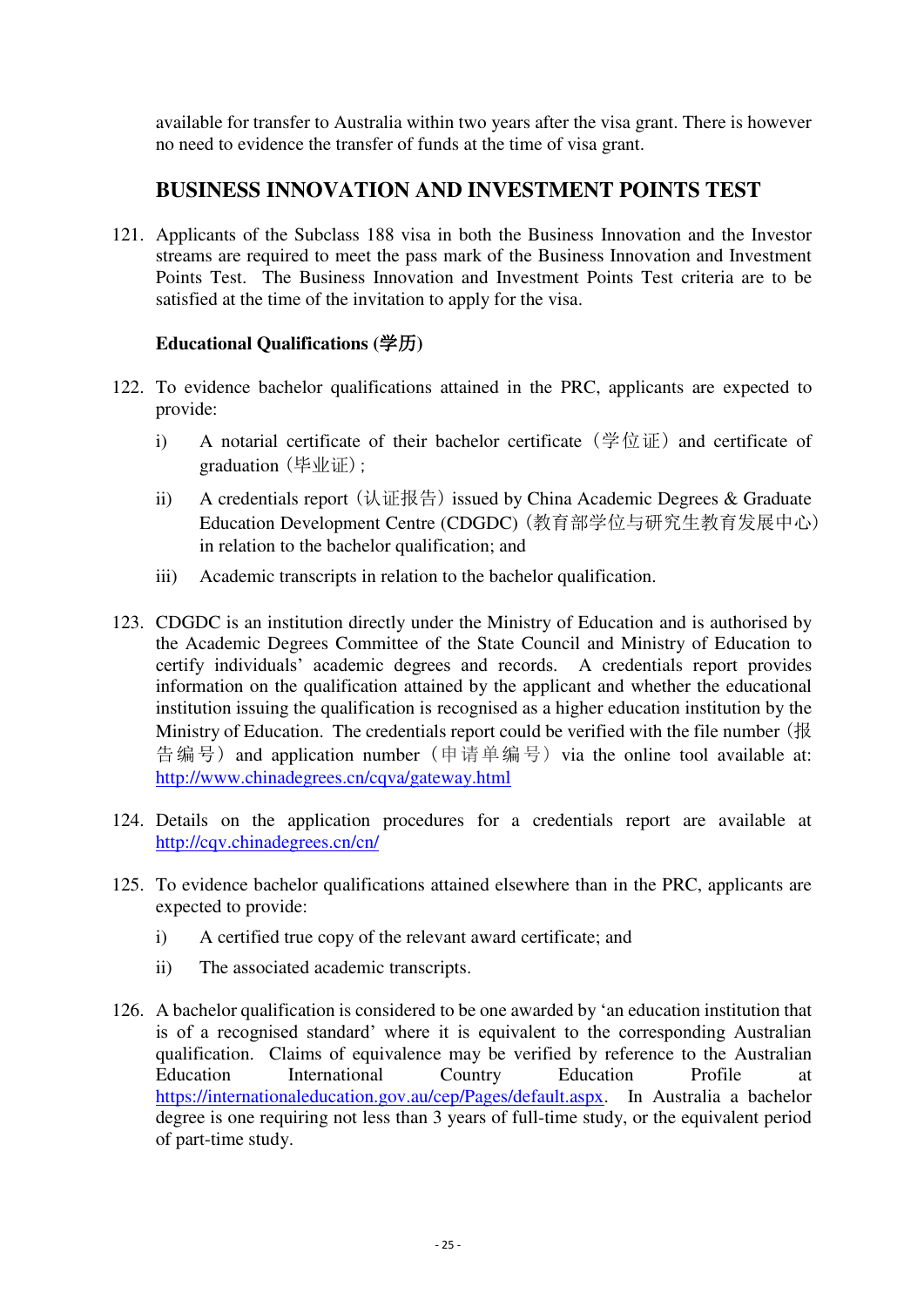available for transfer to Australia within two years after the visa grant. There is however no need to evidence the transfer of funds at the time of visa grant.

## BUSINESS INNOVATION AND INVESTMENT POINTS TEST

121. Applicants of the Subclass 188 visa in both the Business Innovation and the Investor streams are required to meet the pass mark of the Business Innovation and Investment Points Test. The Business Innovation and Investment Points Test criteria are to be satisfied at the time of the invitation to apply for the visa.

### Educational Qualifications (学历)

122. To evidence bachelor qualifications attained in the PRC, applicants are expected to provide:

    i) A notarial certificate of their bachelor certificate（学位证）and certificate of graduation（毕业证）;

    ii) A credentials report（认证报告）issued by China Academic Degrees & Graduate Education Development Centre (CDGDC)（教育部学位与研究生教育发展中心）in relation to the bachelor qualification; and

    iii) Academic transcripts in relation to the bachelor qualification.

123. CDGDC is an institution directly under the Ministry of Education and is authorised by the Academic Degrees Committee of the State Council and Ministry of Education to certify individuals' academic degrees and records. A credentials report provides information on the qualification attained by the applicant and whether the educational institution issuing the qualification is recognised as a higher education institution by the Ministry of Education. The credentials report could be verified with the file number（报告编号）and application number（申请单编号）via the online tool available at: http://www.chinadegrees.cn/cqva/gateway.html

124. Details on the application procedures for a credentials report are available at http://cqv.chinadegrees.cn/cn/

125. To evidence bachelor qualifications attained elsewhere than in the PRC, applicants are expected to provide:

    i) A certified true copy of the relevant award certificate; and

    ii) The associated academic transcripts.

126. A bachelor qualification is considered to be one awarded by 'an education institution that is of a recognised standard' where it is equivalent to the corresponding Australian qualification. Claims of equivalence may be verified by reference to the Australian Education International Country Education Profile at https://internationaleducation.gov.au/cep/Pages/default.aspx. In Australia a bachelor degree is one requiring not less than 3 years of full-time study, or the equivalent period of part-time study.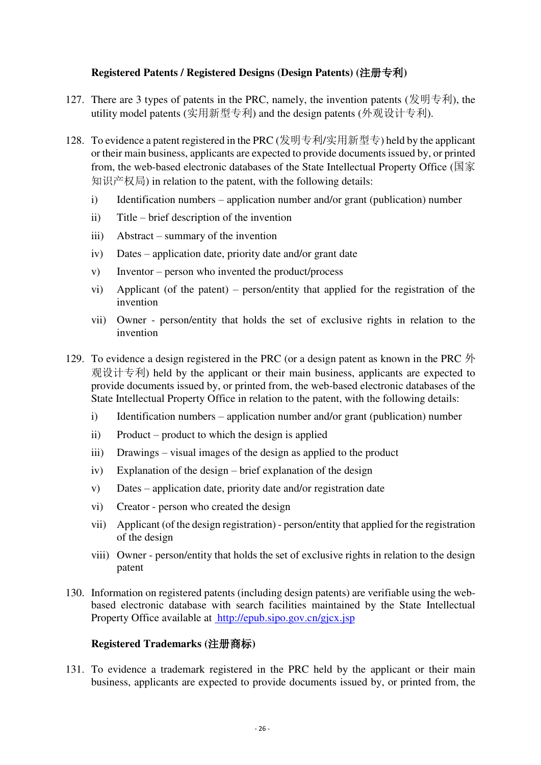**Registered Patents / Registered Designs (Design Patents) (注册专利)**

127. There are 3 types of patents in the PRC, namely, the invention patents (发明专利), the utility model patents (实用新型专利) and the design patents (外观设计专利).

128. To evidence a patent registered in the PRC (发明专利/实用新型专) held by the applicant or their main business, applicants are expected to provide documents issued by, or printed from, the web-based electronic databases of the State Intellectual Property Office (国家知识产权局) in relation to the patent, with the following details:

    i) Identification numbers – application number and/or grant (publication) number
    
    ii) Title – brief description of the invention
    
    iii) Abstract – summary of the invention
    
    iv) Dates – application date, priority date and/or grant date
    
    v) Inventor – person who invented the product/process
    
    vi) Applicant (of the patent) – person/entity that applied for the registration of the invention
    
    vii) Owner - person/entity that holds the set of exclusive rights in relation to the invention

129. To evidence a design registered in the PRC (or a design patent as known in the PRC 外观设计专利) held by the applicant or their main business, applicants are expected to provide documents issued by, or printed from, the web-based electronic databases of the State Intellectual Property Office in relation to the patent, with the following details:

    i) Identification numbers – application number and/or grant (publication) number
    
    ii) Product – product to which the design is applied
    
    iii) Drawings – visual images of the design as applied to the product
    
    iv) Explanation of the design – brief explanation of the design
    
    v) Dates – application date, priority date and/or registration date
    
    vi) Creator - person who created the design
    
    vii) Applicant (of the design registration) - person/entity that applied for the registration of the design
    
    viii) Owner - person/entity that holds the set of exclusive rights in relation to the design patent

130. Information on registered patents (including design patents) are verifiable using the web-based electronic database with search facilities maintained by the State Intellectual Property Office available at http://epub.sipo.gov.cn/gjcx.jsp

**Registered Trademarks (注册商标)**

131. To evidence a trademark registered in the PRC held by the applicant or their main business, applicants are expected to provide documents issued by, or printed from, the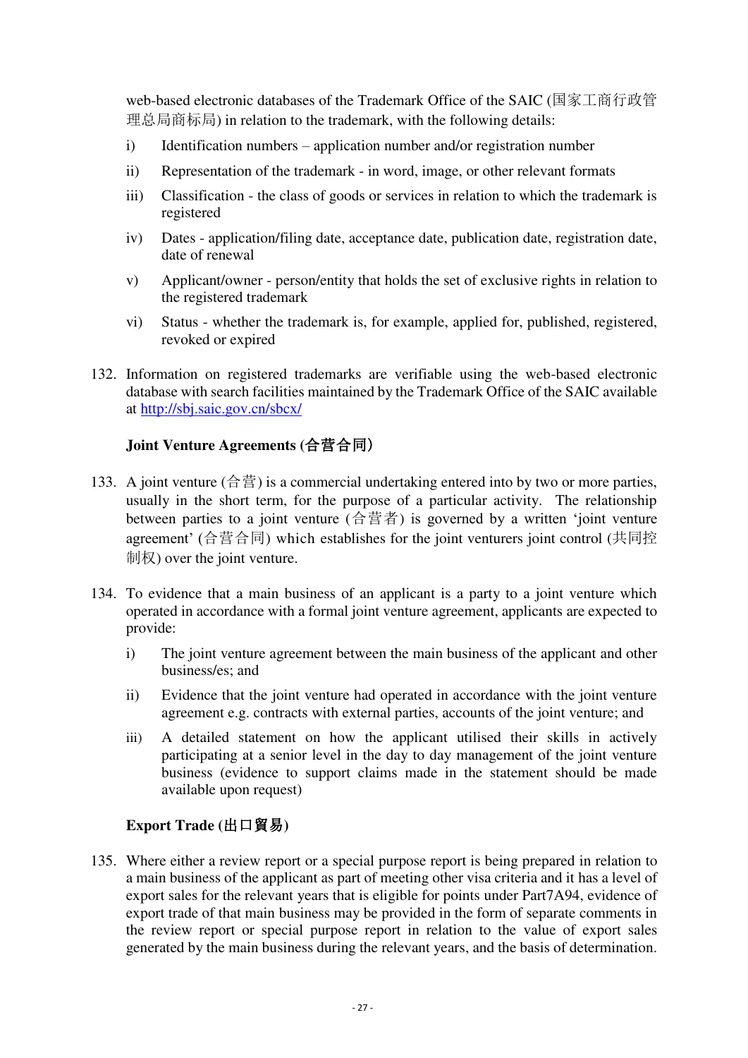web-based electronic databases of the Trademark Office of the SAIC (国家工商行政管理总局商标局) in relation to the trademark, with the following details:

i) Identification numbers – application number and/or registration number

ii) Representation of the trademark - in word, image, or other relevant formats

iii) Classification - the class of goods or services in relation to which the trademark is registered

iv) Dates - application/filing date, acceptance date, publication date, registration date, date of renewal

v) Applicant/owner - person/entity that holds the set of exclusive rights in relation to the registered trademark

vi) Status - whether the trademark is, for example, applied for, published, registered, revoked or expired

132. Information on registered trademarks are verifiable using the web-based electronic database with search facilities maintained by the Trademark Office of the SAIC available at http://sbj.saic.gov.cn/sbcx/

**Joint Venture Agreements (合营合同)**

133. A joint venture (合营) is a commercial undertaking entered into by two or more parties, usually in the short term, for the purpose of a particular activity. The relationship between parties to a joint venture (合营者) is governed by a written 'joint venture agreement' (合营合同) which establishes for the joint venturers joint control (共同控制权) over the joint venture.

134. To evidence that a main business of an applicant is a party to a joint venture which operated in accordance with a formal joint venture agreement, applicants are expected to provide:

i) The joint venture agreement between the main business of the applicant and other business/es; and

ii) Evidence that the joint venture had operated in accordance with the joint venture agreement e.g. contracts with external parties, accounts of the joint venture; and

iii) A detailed statement on how the applicant utilised their skills in actively participating at a senior level in the day to day management of the joint venture business (evidence to support claims made in the statement should be made available upon request)

**Export Trade (出口貿易)**

135. Where either a review report or a special purpose report is being prepared in relation to a main business of the applicant as part of meeting other visa criteria and it has a level of export sales for the relevant years that is eligible for points under Part7A94, evidence of export trade of that main business may be provided in the form of separate comments in the review report or special purpose report in relation to the value of export sales generated by the main business during the relevant years, and the basis of determination.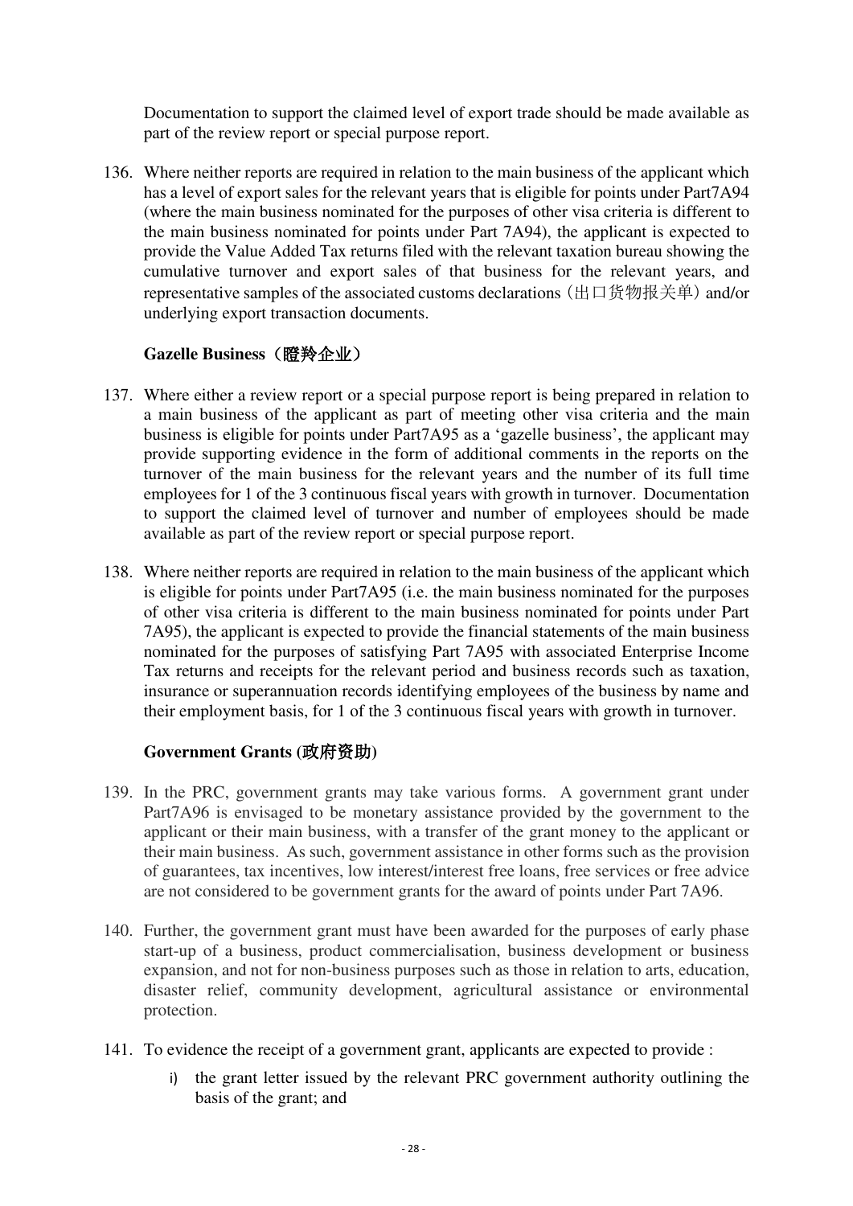Documentation to support the claimed level of export trade should be made available as part of the review report or special purpose report.

136. Where neither reports are required in relation to the main business of the applicant which has a level of export sales for the relevant years that is eligible for points under Part7A94 (where the main business nominated for the purposes of other visa criteria is different to the main business nominated for points under Part 7A94), the applicant is expected to provide the Value Added Tax returns filed with the relevant taxation bureau showing the cumulative turnover and export sales of that business for the relevant years, and representative samples of the associated customs declarations（出口货物报关单）and/or underlying export transaction documents.

### Gazelle Business（瞪羚企业）

137. Where either a review report or a special purpose report is being prepared in relation to a main business of the applicant as part of meeting other visa criteria and the main business is eligible for points under Part7A95 as a 'gazelle business', the applicant may provide supporting evidence in the form of additional comments in the reports on the turnover of the main business for the relevant years and the number of its full time employees for 1 of the 3 continuous fiscal years with growth in turnover. Documentation to support the claimed level of turnover and number of employees should be made available as part of the review report or special purpose report.

138. Where neither reports are required in relation to the main business of the applicant which is eligible for points under Part7A95 (i.e. the main business nominated for the purposes of other visa criteria is different to the main business nominated for points under Part 7A95), the applicant is expected to provide the financial statements of the main business nominated for the purposes of satisfying Part 7A95 with associated Enterprise Income Tax returns and receipts for the relevant period and business records such as taxation, insurance or superannuation records identifying employees of the business by name and their employment basis, for 1 of the 3 continuous fiscal years with growth in turnover.

### Government Grants (政府资助)

139. In the PRC, government grants may take various forms. A government grant under Part7A96 is envisaged to be monetary assistance provided by the government to the applicant or their main business, with a transfer of the grant money to the applicant or their main business. As such, government assistance in other forms such as the provision of guarantees, tax incentives, low interest/interest free loans, free services or free advice are not considered to be government grants for the award of points under Part 7A96.

140. Further, the government grant must have been awarded for the purposes of early phase start-up of a business, product commercialisation, business development or business expansion, and not for non-business purposes such as those in relation to arts, education, disaster relief, community development, agricultural assistance or environmental protection.

141. To evidence the receipt of a government grant, applicants are expected to provide :

    i) the grant letter issued by the relevant PRC government authority outlining the basis of the grant; and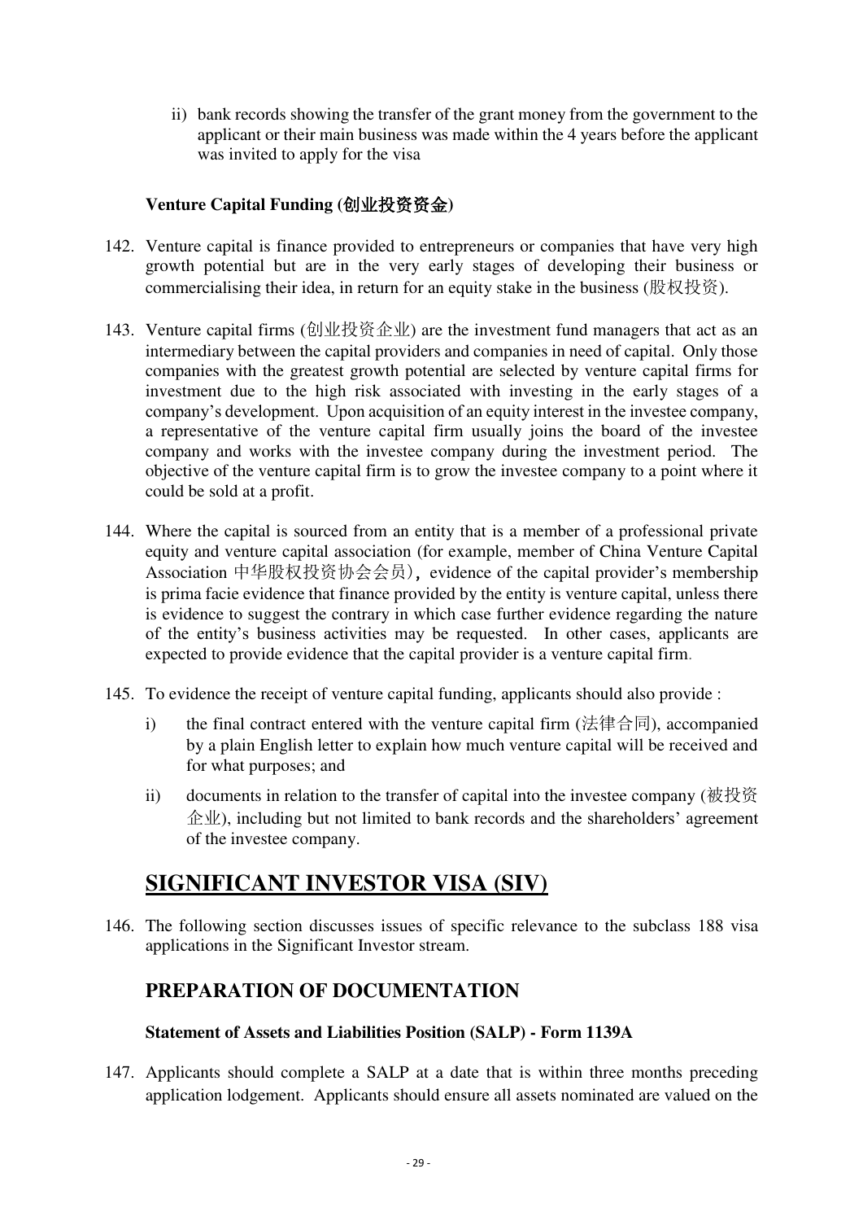ii) bank records showing the transfer of the grant money from the government to the applicant or their main business was made within the 4 years before the applicant was invited to apply for the visa

**Venture Capital Funding (创业投资资金)**

142. Venture capital is finance provided to entrepreneurs or companies that have very high growth potential but are in the very early stages of developing their business or commercialising their idea, in return for an equity stake in the business (股权投资).

143. Venture capital firms (创业投资企业) are the investment fund managers that act as an intermediary between the capital providers and companies in need of capital. Only those companies with the greatest growth potential are selected by venture capital firms for investment due to the high risk associated with investing in the early stages of a company's development. Upon acquisition of an equity interest in the investee company, a representative of the venture capital firm usually joins the board of the investee company and works with the investee company during the investment period. The objective of the venture capital firm is to grow the investee company to a point where it could be sold at a profit.

144. Where the capital is sourced from an entity that is a member of a professional private equity and venture capital association (for example, member of China Venture Capital Association 中华股权投资协会会员)，evidence of the capital provider's membership is prima facie evidence that finance provided by the entity is venture capital, unless there is evidence to suggest the contrary in which case further evidence regarding the nature of the entity's business activities may be requested. In other cases, applicants are expected to provide evidence that the capital provider is a venture capital firm.

145. To evidence the receipt of venture capital funding, applicants should also provide :

   i) the final contract entered with the venture capital firm (法律合同), accompanied by a plain English letter to explain how much venture capital will be received and for what purposes; and

   ii) documents in relation to the transfer of capital into the investee company (被投资企业), including but not limited to bank records and the shareholders' agreement of the investee company.

# SIGNIFICANT INVESTOR VISA (SIV)

146. The following section discusses issues of specific relevance to the subclass 188 visa applications in the Significant Investor stream.

## PREPARATION OF DOCUMENTATION

**Statement of Assets and Liabilities Position (SALP) - Form 1139A**

147. Applicants should complete a SALP at a date that is within three months preceding application lodgement. Applicants should ensure all assets nominated are valued on the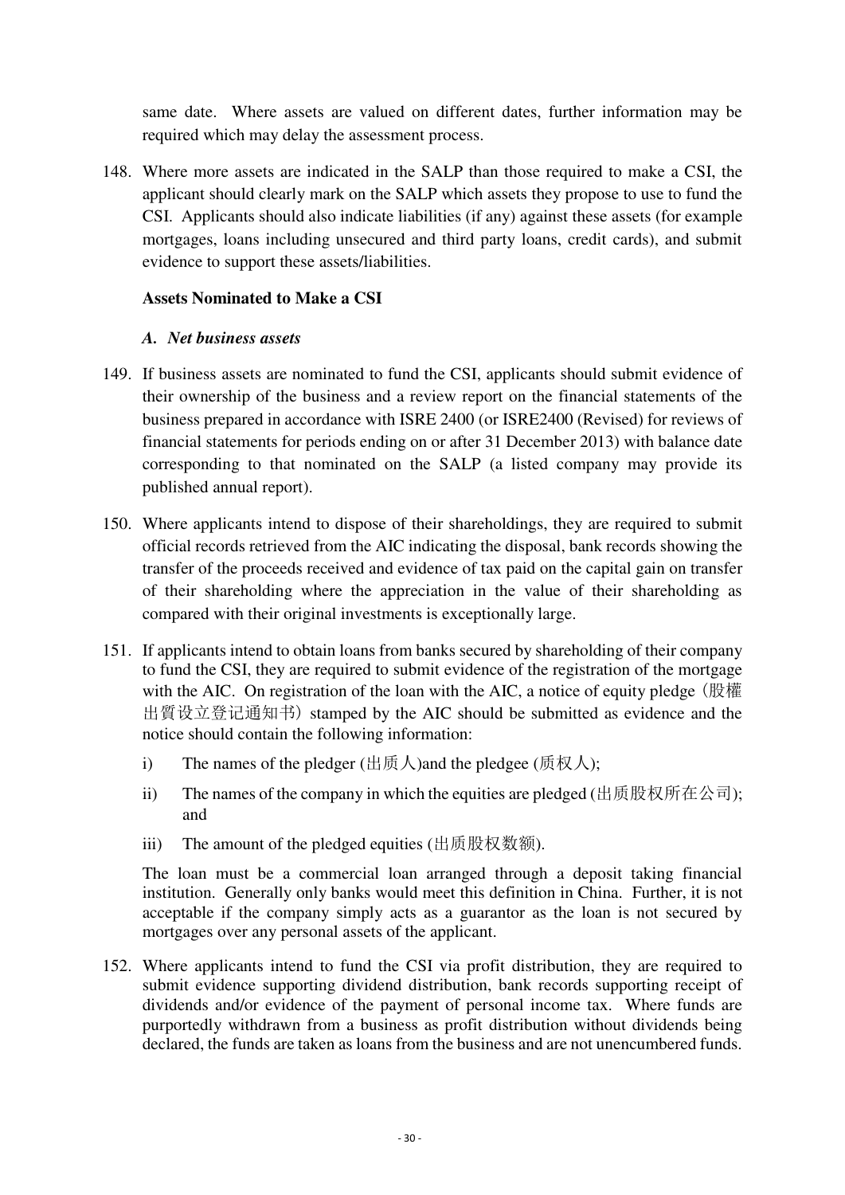same date. Where assets are valued on different dates, further information may be required which may delay the assessment process.

148. Where more assets are indicated in the SALP than those required to make a CSI, the applicant should clearly mark on the SALP which assets they propose to use to fund the CSI. Applicants should also indicate liabilities (if any) against these assets (for example mortgages, loans including unsecured and third party loans, credit cards), and submit evidence to support these assets/liabilities.

**Assets Nominated to Make a CSI**

***A. Net business assets***

149. If business assets are nominated to fund the CSI, applicants should submit evidence of their ownership of the business and a review report on the financial statements of the business prepared in accordance with ISRE 2400 (or ISRE2400 (Revised) for reviews of financial statements for periods ending on or after 31 December 2013) with balance date corresponding to that nominated on the SALP (a listed company may provide its published annual report).

150. Where applicants intend to dispose of their shareholdings, they are required to submit official records retrieved from the AIC indicating the disposal, bank records showing the transfer of the proceeds received and evidence of tax paid on the capital gain on transfer of their shareholding where the appreciation in the value of their shareholding as compared with their original investments is exceptionally large.

151. If applicants intend to obtain loans from banks secured by shareholding of their company to fund the CSI, they are required to submit evidence of the registration of the mortgage with the AIC. On registration of the loan with the AIC, a notice of equity pledge（股權出質设立登记通知书）stamped by the AIC should be submitted as evidence and the notice should contain the following information:

    i) The names of the pledger (出质人)and the pledgee (质权人);

    ii) The names of the company in which the equities are pledged (出质股权所在公司); and

    iii) The amount of the pledged equities (出质股权数额).

    The loan must be a commercial loan arranged through a deposit taking financial institution. Generally only banks would meet this definition in China. Further, it is not acceptable if the company simply acts as a guarantor as the loan is not secured by mortgages over any personal assets of the applicant.

152. Where applicants intend to fund the CSI via profit distribution, they are required to submit evidence supporting dividend distribution, bank records supporting receipt of dividends and/or evidence of the payment of personal income tax. Where funds are purportedly withdrawn from a business as profit distribution without dividends being declared, the funds are taken as loans from the business and are not unencumbered funds.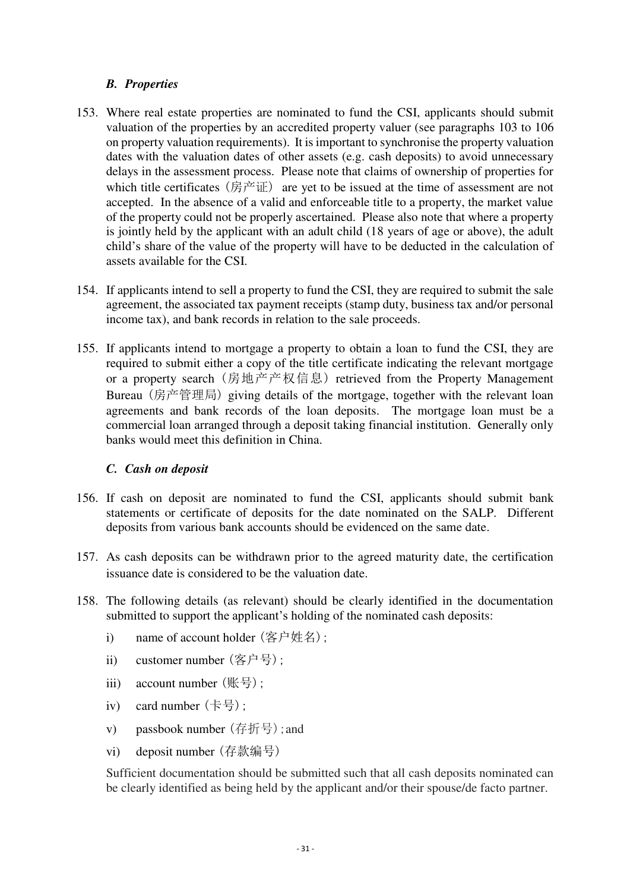### *B. Properties*

153. Where real estate properties are nominated to fund the CSI, applicants should submit valuation of the properties by an accredited property valuer (see paragraphs 103 to 106 on property valuation requirements). It is important to synchronise the property valuation dates with the valuation dates of other assets (e.g. cash deposits) to avoid unnecessary delays in the assessment process. Please note that claims of ownership of properties for which title certificates（房产证） are yet to be issued at the time of assessment are not accepted. In the absence of a valid and enforceable title to a property, the market value of the property could not be properly ascertained. Please also note that where a property is jointly held by the applicant with an adult child (18 years of age or above), the adult child's share of the value of the property will have to be deducted in the calculation of assets available for the CSI.

154. If applicants intend to sell a property to fund the CSI, they are required to submit the sale agreement, the associated tax payment receipts (stamp duty, business tax and/or personal income tax), and bank records in relation to the sale proceeds.

155. If applicants intend to mortgage a property to obtain a loan to fund the CSI, they are required to submit either a copy of the title certificate indicating the relevant mortgage or a property search（房地产产权信息）retrieved from the Property Management Bureau（房产管理局）giving details of the mortgage, together with the relevant loan agreements and bank records of the loan deposits. The mortgage loan must be a commercial loan arranged through a deposit taking financial institution. Generally only banks would meet this definition in China.

### *C. Cash on deposit*

156. If cash on deposit are nominated to fund the CSI, applicants should submit bank statements or certificate of deposits for the date nominated on the SALP. Different deposits from various bank accounts should be evidenced on the same date.

157. As cash deposits can be withdrawn prior to the agreed maturity date, the certification issuance date is considered to be the valuation date.

158. The following details (as relevant) should be clearly identified in the documentation submitted to support the applicant's holding of the nominated cash deposits:

   i) name of account holder（客户姓名）;

   ii) customer number（客户号）;

   iii) account number（账号）;

   iv) card number（卡号）;

   v) passbook number（存折号）; and

   vi) deposit number（存款编号）

   Sufficient documentation should be submitted such that all cash deposits nominated can be clearly identified as being held by the applicant and/or their spouse/de facto partner.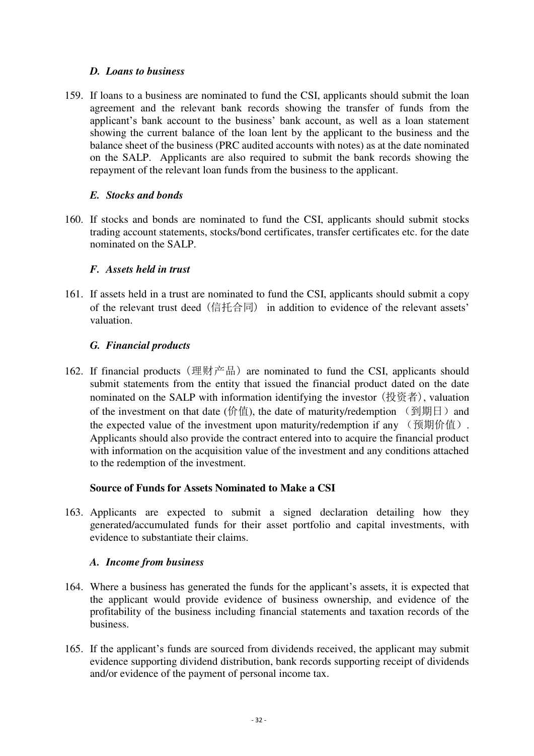### *D. Loans to business*

159. If loans to a business are nominated to fund the CSI, applicants should submit the loan agreement and the relevant bank records showing the transfer of funds from the applicant's bank account to the business' bank account, as well as a loan statement showing the current balance of the loan lent by the applicant to the business and the balance sheet of the business (PRC audited accounts with notes) as at the date nominated on the SALP. Applicants are also required to submit the bank records showing the repayment of the relevant loan funds from the business to the applicant.

### *E. Stocks and bonds*

160. If stocks and bonds are nominated to fund the CSI, applicants should submit stocks trading account statements, stocks/bond certificates, transfer certificates etc. for the date nominated on the SALP.

### *F. Assets held in trust*

161. If assets held in a trust are nominated to fund the CSI, applicants should submit a copy of the relevant trust deed（信托合同） in addition to evidence of the relevant assets' valuation.

### *G. Financial products*

162. If financial products（理财产品）are nominated to fund the CSI, applicants should submit statements from the entity that issued the financial product dated on the date nominated on the SALP with information identifying the investor（投资者）, valuation of the investment on that date (价值), the date of maturity/redemption （到期日）and the expected value of the investment upon maturity/redemption if any （预期价值）. Applicants should also provide the contract entered into to acquire the financial product with information on the acquisition value of the investment and any conditions attached to the redemption of the investment.

### **Source of Funds for Assets Nominated to Make a CSI**

163. Applicants are expected to submit a signed declaration detailing how they generated/accumulated funds for their asset portfolio and capital investments, with evidence to substantiate their claims.

### *A. Income from business*

164. Where a business has generated the funds for the applicant's assets, it is expected that the applicant would provide evidence of business ownership, and evidence of the profitability of the business including financial statements and taxation records of the business.

165. If the applicant's funds are sourced from dividends received, the applicant may submit evidence supporting dividend distribution, bank records supporting receipt of dividends and/or evidence of the payment of personal income tax.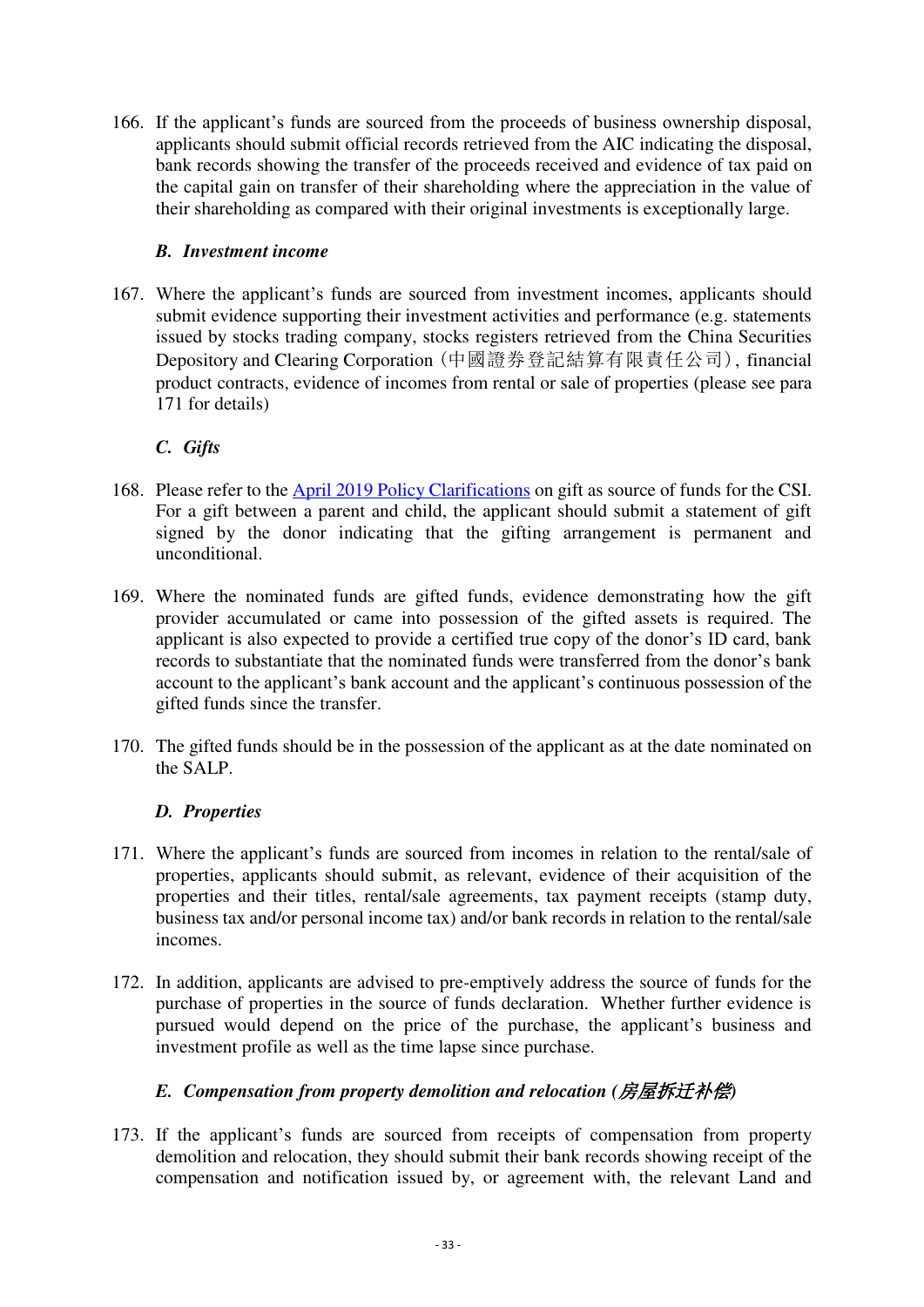166. If the applicant's funds are sourced from the proceeds of business ownership disposal, applicants should submit official records retrieved from the AIC indicating the disposal, bank records showing the transfer of the proceeds received and evidence of tax paid on the capital gain on transfer of their shareholding where the appreciation in the value of their shareholding as compared with their original investments is exceptionally large.

### *B. Investment income*

167. Where the applicant's funds are sourced from investment incomes, applicants should submit evidence supporting their investment activities and performance (e.g. statements issued by stocks trading company, stocks registers retrieved from the China Securities Depository and Clearing Corporation (中國證券登記結算有限責任公司), financial product contracts, evidence of incomes from rental or sale of properties (please see para 171 for details)

### *C. Gifts*

168. Please refer to the April 2019 Policy Clarifications on gift as source of funds for the CSI. For a gift between a parent and child, the applicant should submit a statement of gift signed by the donor indicating that the gifting arrangement is permanent and unconditional.

169. Where the nominated funds are gifted funds, evidence demonstrating how the gift provider accumulated or came into possession of the gifted assets is required. The applicant is also expected to provide a certified true copy of the donor's ID card, bank records to substantiate that the nominated funds were transferred from the donor's bank account to the applicant's bank account and the applicant's continuous possession of the gifted funds since the transfer.

170. The gifted funds should be in the possession of the applicant as at the date nominated on the SALP.

### *D. Properties*

171. Where the applicant's funds are sourced from incomes in relation to the rental/sale of properties, applicants should submit, as relevant, evidence of their acquisition of the properties and their titles, rental/sale agreements, tax payment receipts (stamp duty, business tax and/or personal income tax) and/or bank records in relation to the rental/sale incomes.

172. In addition, applicants are advised to pre-emptively address the source of funds for the purchase of properties in the source of funds declaration. Whether further evidence is pursued would depend on the price of the purchase, the applicant's business and investment profile as well as the time lapse since purchase.

### *E. Compensation from property demolition and relocation (房屋拆迁补偿)*

173. If the applicant's funds are sourced from receipts of compensation from property demolition and relocation, they should submit their bank records showing receipt of the compensation and notification issued by, or agreement with, the relevant Land and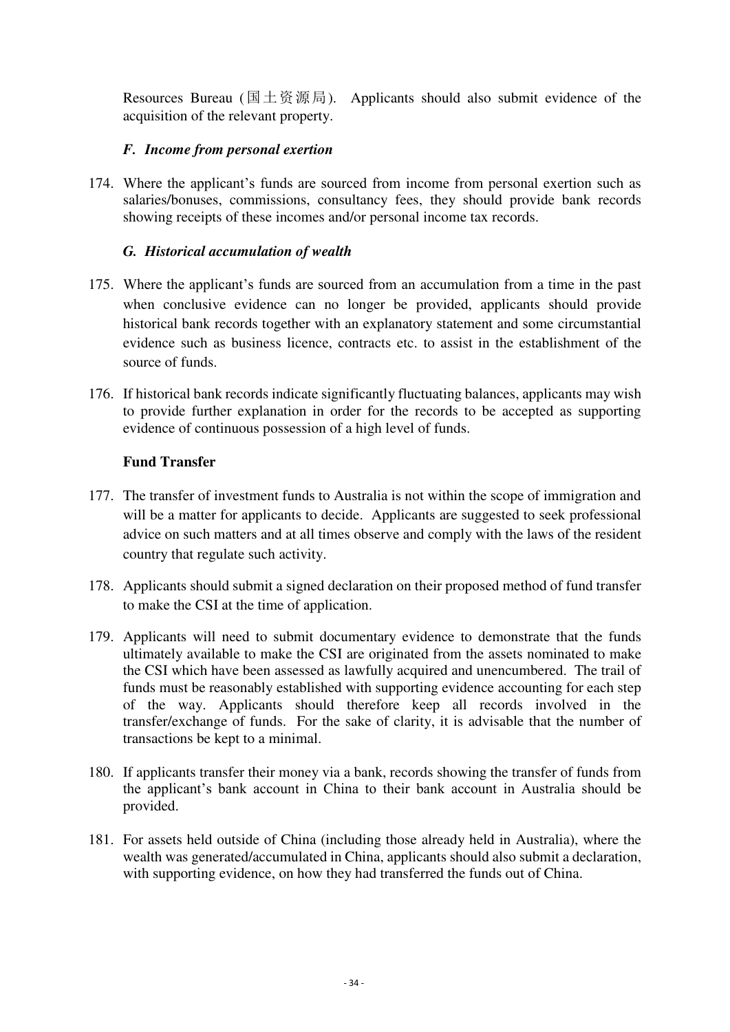Resources Bureau (国土资源局). Applicants should also submit evidence of the acquisition of the relevant property.

### *F. Income from personal exertion*

174. Where the applicant's funds are sourced from income from personal exertion such as salaries/bonuses, commissions, consultancy fees, they should provide bank records showing receipts of these incomes and/or personal income tax records.

### *G. Historical accumulation of wealth*

175. Where the applicant's funds are sourced from an accumulation from a time in the past when conclusive evidence can no longer be provided, applicants should provide historical bank records together with an explanatory statement and some circumstantial evidence such as business licence, contracts etc. to assist in the establishment of the source of funds.

176. If historical bank records indicate significantly fluctuating balances, applicants may wish to provide further explanation in order for the records to be accepted as supporting evidence of continuous possession of a high level of funds.

### **Fund Transfer**

177. The transfer of investment funds to Australia is not within the scope of immigration and will be a matter for applicants to decide. Applicants are suggested to seek professional advice on such matters and at all times observe and comply with the laws of the resident country that regulate such activity.

178. Applicants should submit a signed declaration on their proposed method of fund transfer to make the CSI at the time of application.

179. Applicants will need to submit documentary evidence to demonstrate that the funds ultimately available to make the CSI are originated from the assets nominated to make the CSI which have been assessed as lawfully acquired and unencumbered. The trail of funds must be reasonably established with supporting evidence accounting for each step of the way. Applicants should therefore keep all records involved in the transfer/exchange of funds. For the sake of clarity, it is advisable that the number of transactions be kept to a minimal.

180. If applicants transfer their money via a bank, records showing the transfer of funds from the applicant's bank account in China to their bank account in Australia should be provided.

181. For assets held outside of China (including those already held in Australia), where the wealth was generated/accumulated in China, applicants should also submit a declaration, with supporting evidence, on how they had transferred the funds out of China.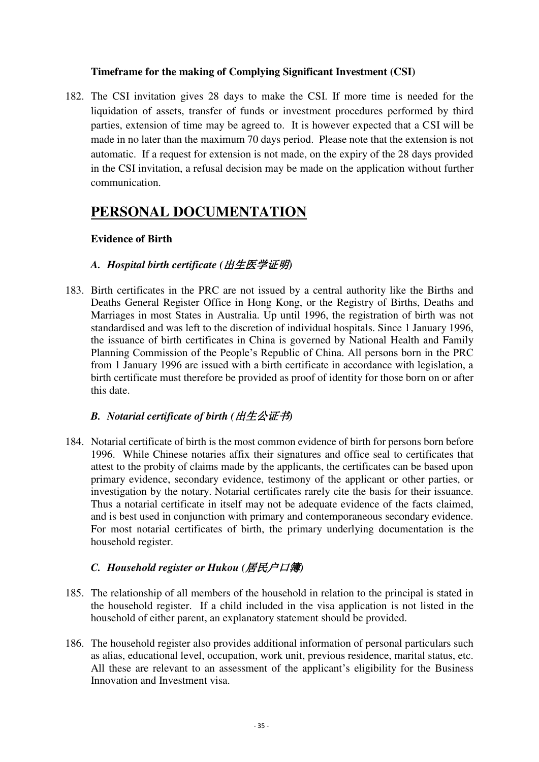**Timeframe for the making of Complying Significant Investment (CSI)**

182. The CSI invitation gives 28 days to make the CSI. If more time is needed for the liquidation of assets, transfer of funds or investment procedures performed by third parties, extension of time may be agreed to. It is however expected that a CSI will be made in no later than the maximum 70 days period. Please note that the extension is not automatic. If a request for extension is not made, on the expiry of the 28 days provided in the CSI invitation, a refusal decision may be made on the application without further communication.

# PERSONAL DOCUMENTATION

**Evidence of Birth**

### *A. Hospital birth certificate (出生医学证明)*

183. Birth certificates in the PRC are not issued by a central authority like the Births and Deaths General Register Office in Hong Kong, or the Registry of Births, Deaths and Marriages in most States in Australia. Up until 1996, the registration of birth was not standardised and was left to the discretion of individual hospitals. Since 1 January 1996, the issuance of birth certificates in China is governed by National Health and Family Planning Commission of the People's Republic of China. All persons born in the PRC from 1 January 1996 are issued with a birth certificate in accordance with legislation, a birth certificate must therefore be provided as proof of identity for those born on or after this date.

### *B. Notarial certificate of birth (出生公证书)*

184. Notarial certificate of birth is the most common evidence of birth for persons born before 1996. While Chinese notaries affix their signatures and office seal to certificates that attest to the probity of claims made by the applicants, the certificates can be based upon primary evidence, secondary evidence, testimony of the applicant or other parties, or investigation by the notary. Notarial certificates rarely cite the basis for their issuance. Thus a notarial certificate in itself may not be adequate evidence of the facts claimed, and is best used in conjunction with primary and contemporaneous secondary evidence. For most notarial certificates of birth, the primary underlying documentation is the household register.

### *C. Household register or Hukou (居民户口簿)*

185. The relationship of all members of the household in relation to the principal is stated in the household register. If a child included in the visa application is not listed in the household of either parent, an explanatory statement should be provided.

186. The household register also provides additional information of personal particulars such as alias, educational level, occupation, work unit, previous residence, marital status, etc. All these are relevant to an assessment of the applicant's eligibility for the Business Innovation and Investment visa.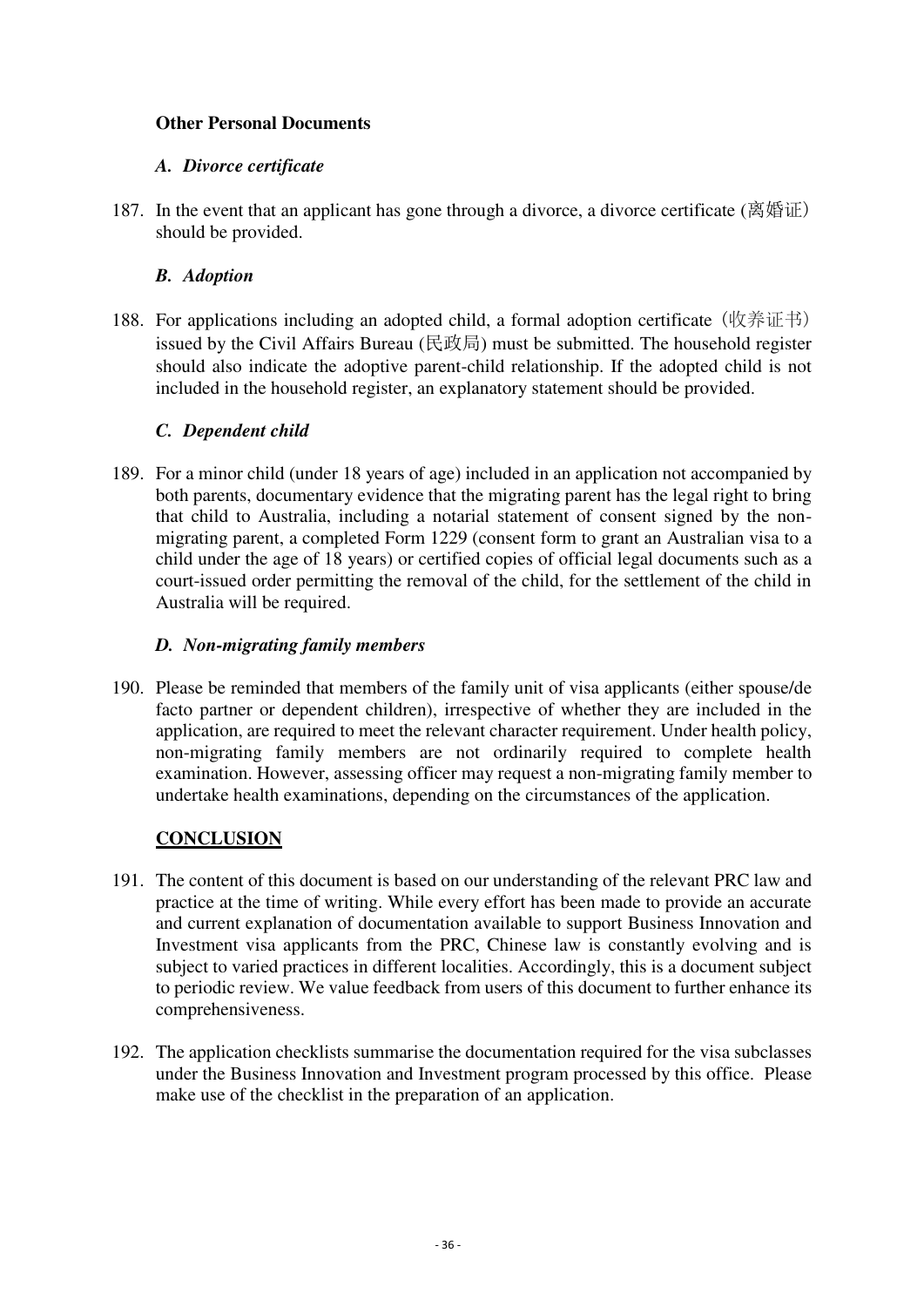## Other Personal Documents

### *A. Divorce certificate*

187. In the event that an applicant has gone through a divorce, a divorce certificate (离婚证) should be provided.

### *B. Adoption*

188. For applications including an adopted child, a formal adoption certificate（收养证书）issued by the Civil Affairs Bureau (民政局) must be submitted. The household register should also indicate the adoptive parent-child relationship. If the adopted child is not included in the household register, an explanatory statement should be provided.

### *C. Dependent child*

189. For a minor child (under 18 years of age) included in an application not accompanied by both parents, documentary evidence that the migrating parent has the legal right to bring that child to Australia, including a notarial statement of consent signed by the non-migrating parent, a completed Form 1229 (consent form to grant an Australian visa to a child under the age of 18 years) or certified copies of official legal documents such as a court-issued order permitting the removal of the child, for the settlement of the child in Australia will be required.

### *D. Non-migrating family members*

190. Please be reminded that members of the family unit of visa applicants (either spouse/de facto partner or dependent children), irrespective of whether they are included in the application, are required to meet the relevant character requirement. Under health policy, non-migrating family members are not ordinarily required to complete health examination. However, assessing officer may request a non-migrating family member to undertake health examinations, depending on the circumstances of the application.

## CONCLUSION

191. The content of this document is based on our understanding of the relevant PRC law and practice at the time of writing. While every effort has been made to provide an accurate and current explanation of documentation available to support Business Innovation and Investment visa applicants from the PRC, Chinese law is constantly evolving and is subject to varied practices in different localities. Accordingly, this is a document subject to periodic review. We value feedback from users of this document to further enhance its comprehensiveness.

192. The application checklists summarise the documentation required for the visa subclasses under the Business Innovation and Investment program processed by this office. Please make use of the checklist in the preparation of an application.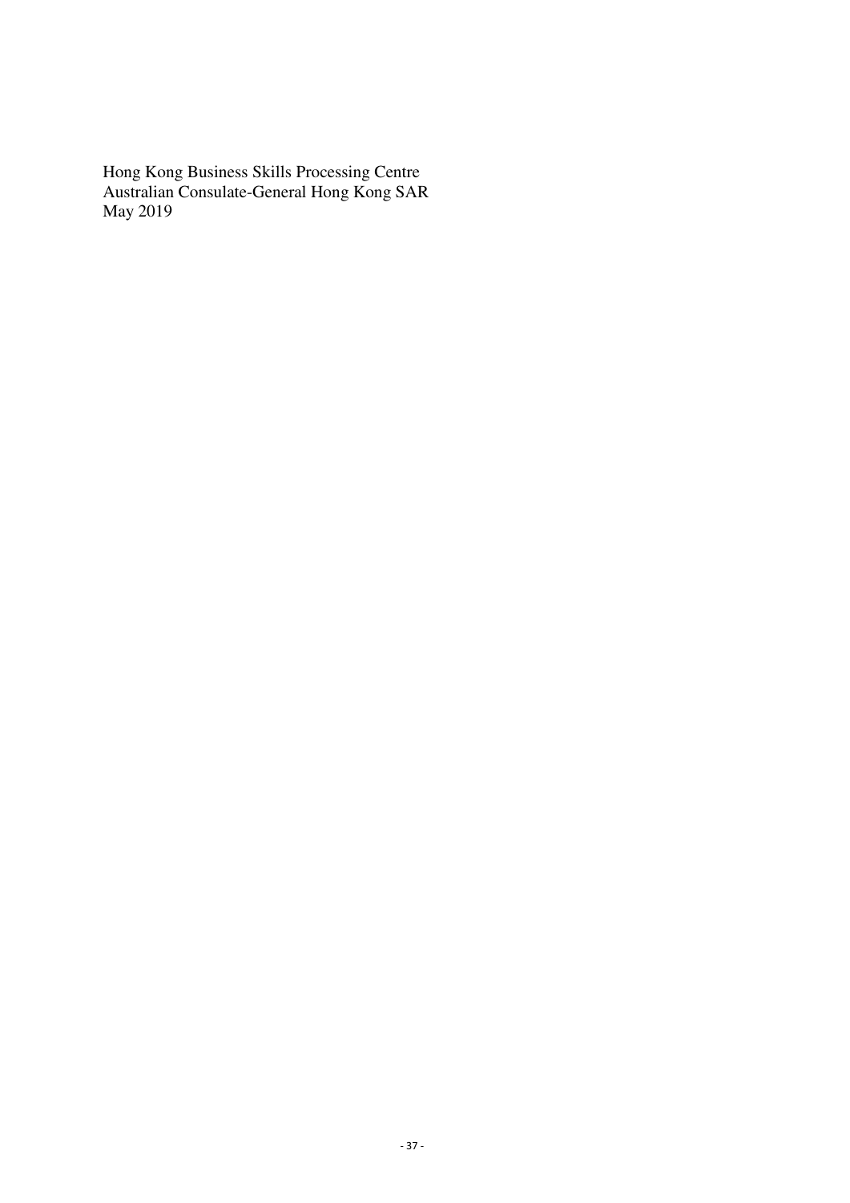Hong Kong Business Skills Processing Centre
Australian Consulate-General Hong Kong SAR
May 2019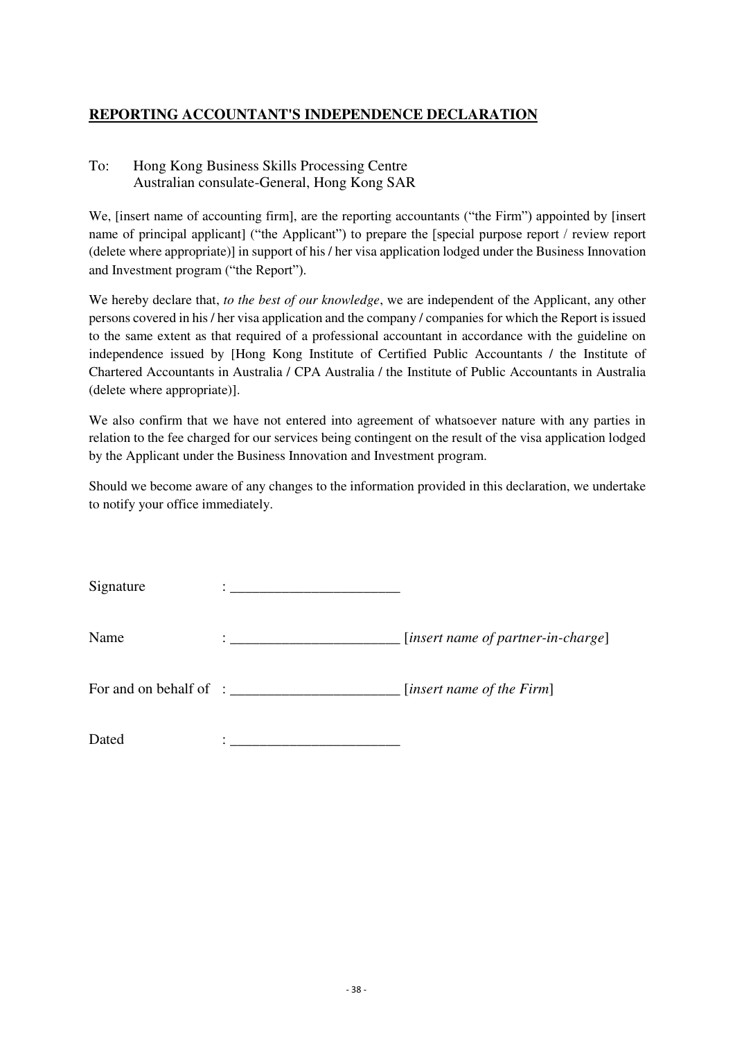**<u>REPORTING ACCOUNTANT'S INDEPENDENCE DECLARATION</u>**

To: Hong Kong Business Skills Processing Centre
Australian consulate-General, Hong Kong SAR

We, [insert name of accounting firm], are the reporting accountants ("the Firm") appointed by [insert name of principal applicant] ("the Applicant") to prepare the [special purpose report / review report (delete where appropriate)] in support of his / her visa application lodged under the Business Innovation and Investment program ("the Report").

We hereby declare that, *to the best of our knowledge*, we are independent of the Applicant, any other persons covered in his / her visa application and the company / companies for which the Report is issued to the same extent as that required of a professional accountant in accordance with the guideline on independence issued by [Hong Kong Institute of Certified Public Accountants / the Institute of Chartered Accountants in Australia / CPA Australia / the Institute of Public Accountants in Australia (delete where appropriate)].

We also confirm that we have not entered into agreement of whatsoever nature with any parties in relation to the fee charged for our services being contingent on the result of the visa application lodged by the Applicant under the Business Innovation and Investment program.

Should we become aware of any changes to the information provided in this declaration, we undertake to notify your office immediately.

Signature : _______________________

Name : _______________________ [*insert name of partner-in-charge*]

For and on behalf of : _______________________ [*insert name of the Firm*]

Dated : _______________________